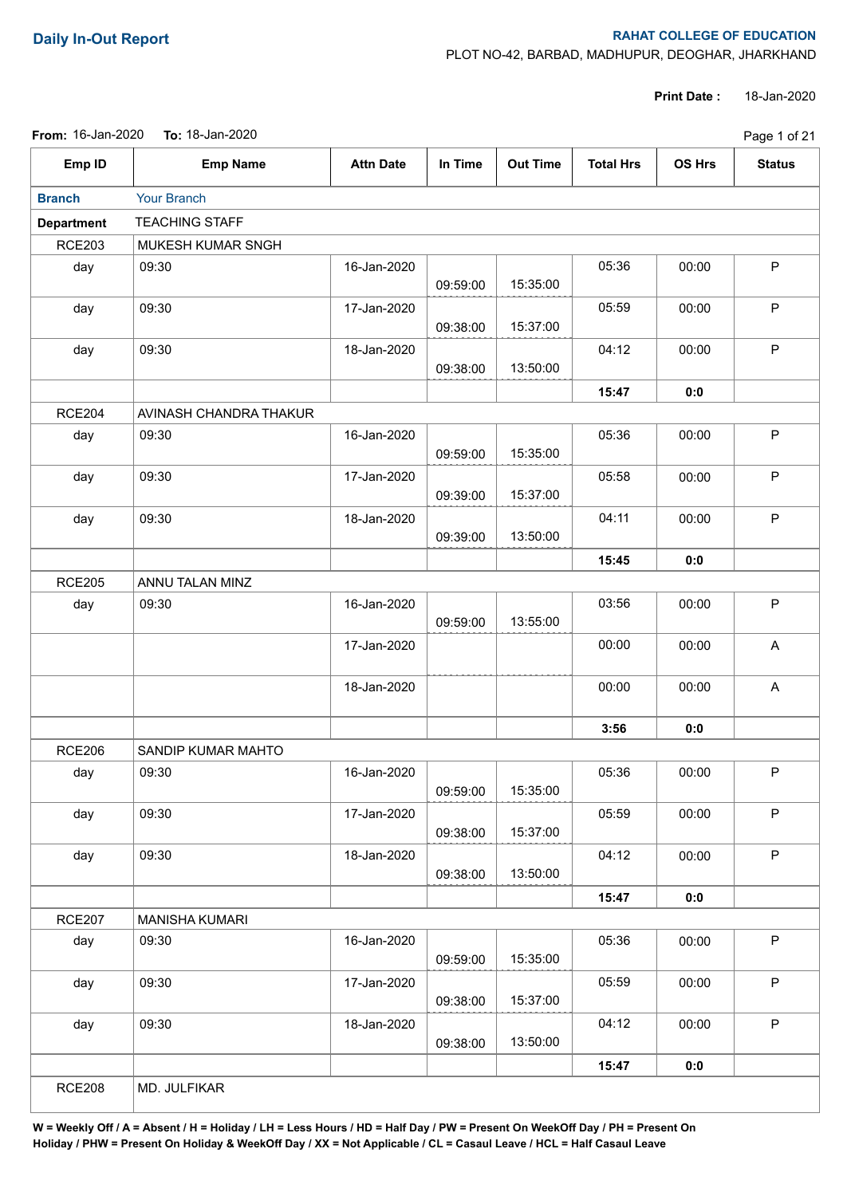## Daily In-Out Report

**RAHAT COLLEGE OF EDUCATION**
PLOT NO-42, BARBAD, MADHUPUR, DEOGHAR, JHARKHAND

**Print Date :** 18-Jan-2020

**From:** 16-Jan-2020 **To:** 18-Jan-2020

| Emp ID | Emp Name | Attn Date | In Time | Out Time | Total Hrs | OS Hrs | Status |
|---|---|---|---|---|---|---|---|
| **Branch** | Your Branch | | | | | | |
| **Department** | TEACHING STAFF | | | | | | |
| RCE203 | MUKESH KUMAR SNGH | | | | | | |
| day | 09:30 | 16-Jan-2020 | 09:59:00 | 15:35:00 | 05:36 | 00:00 | P |
| day | 09:30 | 17-Jan-2020 | 09:38:00 | 15:37:00 | 05:59 | 00:00 | P |
| day | 09:30 | 18-Jan-2020 | 09:38:00 | 13:50:00 | 04:12 | 00:00 | P |
| | | | | | **15:47** | **0:0** | |
| RCE204 | AVINASH CHANDRA THAKUR | | | | | | |
| day | 09:30 | 16-Jan-2020 | 09:59:00 | 15:35:00 | 05:36 | 00:00 | P |
| day | 09:30 | 17-Jan-2020 | 09:39:00 | 15:37:00 | 05:58 | 00:00 | P |
| day | 09:30 | 18-Jan-2020 | 09:39:00 | 13:50:00 | 04:11 | 00:00 | P |
| | | | | | **15:45** | **0:0** | |
| RCE205 | ANNU TALAN MINZ | | | | | | |
| day | 09:30 | 16-Jan-2020 | 09:59:00 | 13:55:00 | 03:56 | 00:00 | P |
| | | 17-Jan-2020 | | | 00:00 | 00:00 | A |
| | | 18-Jan-2020 | | | 00:00 | 00:00 | A |
| | | | | | **3:56** | **0:0** | |
| RCE206 | SANDIP KUMAR MAHTO | | | | | | |
| day | 09:30 | 16-Jan-2020 | 09:59:00 | 15:35:00 | 05:36 | 00:00 | P |
| day | 09:30 | 17-Jan-2020 | 09:38:00 | 15:37:00 | 05:59 | 00:00 | P |
| day | 09:30 | 18-Jan-2020 | 09:38:00 | 13:50:00 | 04:12 | 00:00 | P |
| | | | | | **15:47** | **0:0** | |
| RCE207 | MANISHA KUMARI | | | | | | |
| day | 09:30 | 16-Jan-2020 | 09:59:00 | 15:35:00 | 05:36 | 00:00 | P |
| day | 09:30 | 17-Jan-2020 | 09:38:00 | 15:37:00 | 05:59 | 00:00 | P |
| day | 09:30 | 18-Jan-2020 | 09:38:00 | 13:50:00 | 04:12 | 00:00 | P |
| | | | | | **15:47** | **0:0** | |
| RCE208 | MD. JULFIKAR | | | | | | |

**W = Weekly Off / A = Absent / H = Holiday / LH = Less Hours / HD = Half Day / PW = Present On WeekOff Day / PH = Present On Holiday / PHW = Present On Holiday & WeekOff Day / XX = Not Applicable / CL = Casaul Leave / HCL = Half Casaul Leave**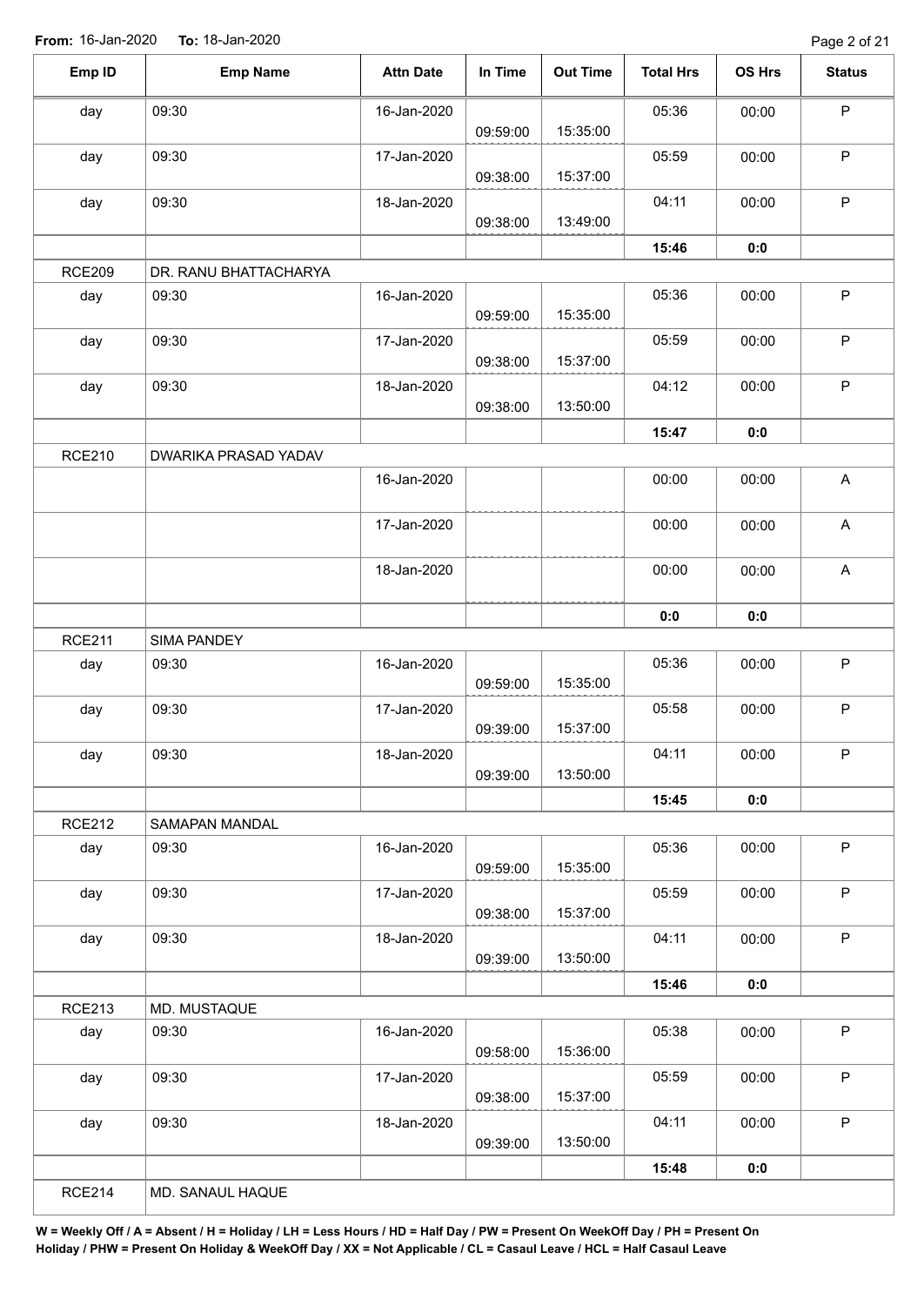**From:** 16-Jan-2020 **To:** 18-Jan-2020

| Emp ID | Emp Name | Attn Date | In Time | Out Time | Total Hrs | OS Hrs | Status |
|---|---|---|---|---|---|---|---|
| day | 09:30 | 16-Jan-2020 | 09:59:00 | 15:35:00 | 05:36 | 00:00 | P |
| day | 09:30 | 17-Jan-2020 | 09:38:00 | 15:37:00 | 05:59 | 00:00 | P |
| day | 09:30 | 18-Jan-2020 | 09:38:00 | 13:49:00 | 04:11 | 00:00 | P |
| | | | | | **15:46** | **0:0** | |
| RCE209 | DR. RANU BHATTACHARYA | | | | | | |
| day | 09:30 | 16-Jan-2020 | 09:59:00 | 15:35:00 | 05:36 | 00:00 | P |
| day | 09:30 | 17-Jan-2020 | 09:38:00 | 15:37:00 | 05:59 | 00:00 | P |
| day | 09:30 | 18-Jan-2020 | 09:38:00 | 13:50:00 | 04:12 | 00:00 | P |
| | | | | | **15:47** | **0:0** | |
| RCE210 | DWARIKA PRASAD YADAV | | | | | | |
| | | 16-Jan-2020 | | | 00:00 | 00:00 | A |
| | | 17-Jan-2020 | | | 00:00 | 00:00 | A |
| | | 18-Jan-2020 | | | 00:00 | 00:00 | A |
| | | | | | **0:0** | **0:0** | |
| RCE211 | SIMA PANDEY | | | | | | |
| day | 09:30 | 16-Jan-2020 | 09:59:00 | 15:35:00 | 05:36 | 00:00 | P |
| day | 09:30 | 17-Jan-2020 | 09:39:00 | 15:37:00 | 05:58 | 00:00 | P |
| day | 09:30 | 18-Jan-2020 | 09:39:00 | 13:50:00 | 04:11 | 00:00 | P |
| | | | | | **15:45** | **0:0** | |
| RCE212 | SAMAPAN MANDAL | | | | | | |
| day | 09:30 | 16-Jan-2020 | 09:59:00 | 15:35:00 | 05:36 | 00:00 | P |
| day | 09:30 | 17-Jan-2020 | 09:38:00 | 15:37:00 | 05:59 | 00:00 | P |
| day | 09:30 | 18-Jan-2020 | 09:39:00 | 13:50:00 | 04:11 | 00:00 | P |
| | | | | | **15:46** | **0:0** | |
| RCE213 | MD. MUSTAQUE | | | | | | |
| day | 09:30 | 16-Jan-2020 | 09:58:00 | 15:36:00 | 05:38 | 00:00 | P |
| day | 09:30 | 17-Jan-2020 | 09:38:00 | 15:37:00 | 05:59 | 00:00 | P |
| day | 09:30 | 18-Jan-2020 | 09:39:00 | 13:50:00 | 04:11 | 00:00 | P |
| | | | | | **15:48** | **0:0** | |
| RCE214 | MD. SANAUL HAQUE | | | | | | |

**W = Weekly Off / A = Absent / H = Holiday / LH = Less Hours / HD = Half Day / PW = Present On WeekOff Day / PH = Present On Holiday / PHW = Present On Holiday & WeekOff Day / XX = Not Applicable / CL = Casaul Leave / HCL = Half Casaul Leave**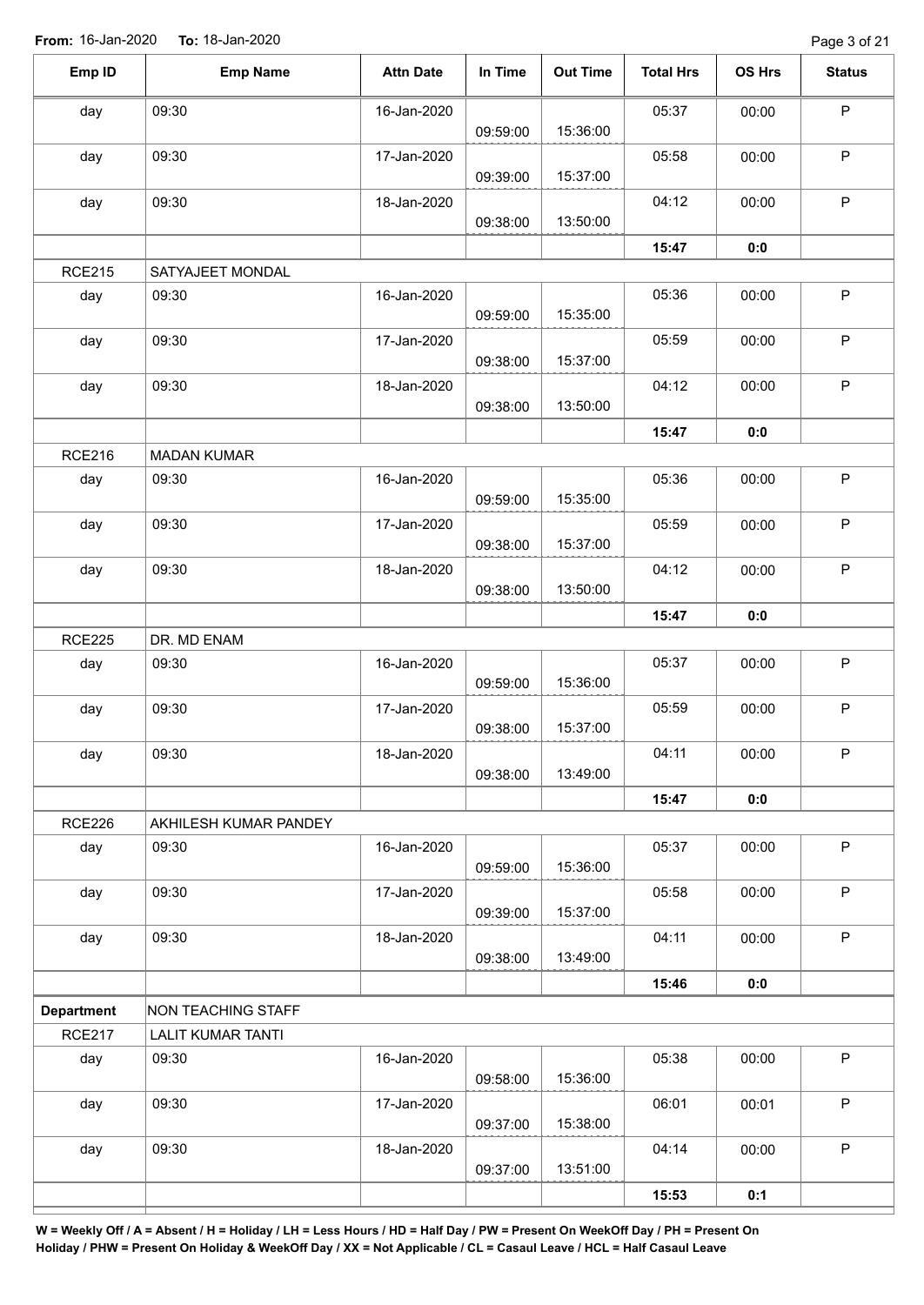From: 16-Jan-2020 To: 18-Jan-2020

| Emp ID | Emp Name | Attn Date | In Time | Out Time | Total Hrs | OS Hrs | Status |
| --- | --- | --- | --- | --- | --- | --- | --- |
| day | 09:30 | 16-Jan-2020 | 09:59:00 | 15:36:00 | 05:37 | 00:00 | P |
| day | 09:30 | 17-Jan-2020 | 09:39:00 | 15:37:00 | 05:58 | 00:00 | P |
| day | 09:30 | 18-Jan-2020 | 09:38:00 | 13:50:00 | 04:12 | 00:00 | P |
| | | | | | **15:47** | **0:0** | |
| RCE215 | SATYAJEET MONDAL | | | | | | |
| day | 09:30 | 16-Jan-2020 | 09:59:00 | 15:35:00 | 05:36 | 00:00 | P |
| day | 09:30 | 17-Jan-2020 | 09:38:00 | 15:37:00 | 05:59 | 00:00 | P |
| day | 09:30 | 18-Jan-2020 | 09:38:00 | 13:50:00 | 04:12 | 00:00 | P |
| | | | | | **15:47** | **0:0** | |
| RCE216 | MADAN KUMAR | | | | | | |
| day | 09:30 | 16-Jan-2020 | 09:59:00 | 15:35:00 | 05:36 | 00:00 | P |
| day | 09:30 | 17-Jan-2020 | 09:38:00 | 15:37:00 | 05:59 | 00:00 | P |
| day | 09:30 | 18-Jan-2020 | 09:38:00 | 13:50:00 | 04:12 | 00:00 | P |
| | | | | | **15:47** | **0:0** | |
| RCE225 | DR. MD ENAM | | | | | | |
| day | 09:30 | 16-Jan-2020 | 09:59:00 | 15:36:00 | 05:37 | 00:00 | P |
| day | 09:30 | 17-Jan-2020 | 09:38:00 | 15:37:00 | 05:59 | 00:00 | P |
| day | 09:30 | 18-Jan-2020 | 09:38:00 | 13:49:00 | 04:11 | 00:00 | P |
| | | | | | **15:47** | **0:0** | |
| RCE226 | AKHILESH KUMAR PANDEY | | | | | | |
| day | 09:30 | 16-Jan-2020 | 09:59:00 | 15:36:00 | 05:37 | 00:00 | P |
| day | 09:30 | 17-Jan-2020 | 09:39:00 | 15:37:00 | 05:58 | 00:00 | P |
| day | 09:30 | 18-Jan-2020 | 09:38:00 | 13:49:00 | 04:11 | 00:00 | P |
| | | | | | **15:46** | **0:0** | |
| **Department** | NON TEACHING STAFF | | | | | | |
| RCE217 | LALIT KUMAR TANTI | | | | | | |
| day | 09:30 | 16-Jan-2020 | 09:58:00 | 15:36:00 | 05:38 | 00:00 | P |
| day | 09:30 | 17-Jan-2020 | 09:37:00 | 15:38:00 | 06:01 | 00:01 | P |
| day | 09:30 | 18-Jan-2020 | 09:37:00 | 13:51:00 | 04:14 | 00:00 | P |
| | | | | | **15:53** | **0:1** | |

**W = Weekly Off / A = Absent / H = Holiday / LH = Less Hours / HD = Half Day / PW = Present On WeekOff Day / PH = Present On Holiday / PHW = Present On Holiday & WeekOff Day / XX = Not Applicable / CL = Casaul Leave / HCL = Half Casaul Leave**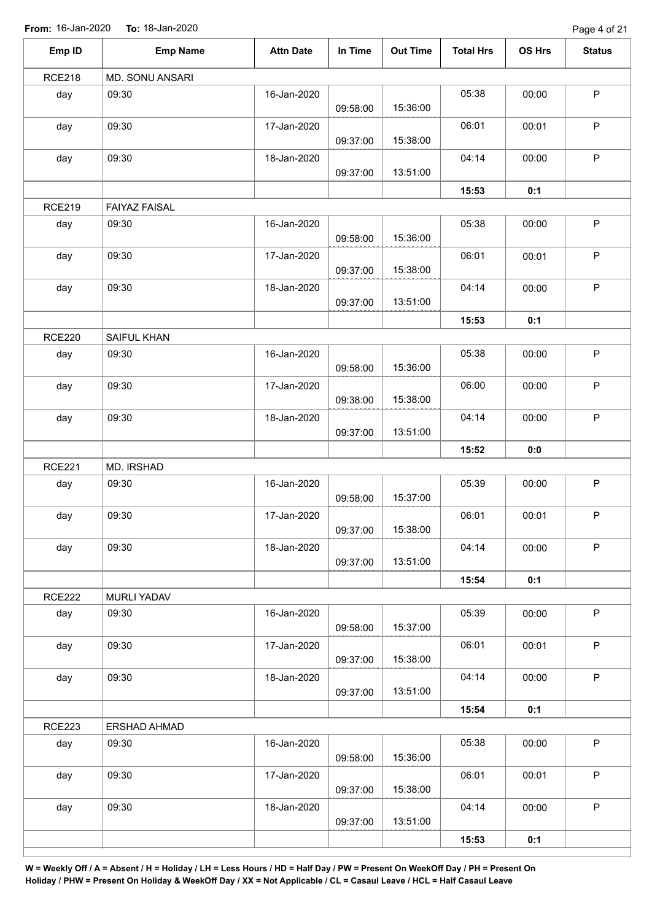**From:** 16-Jan-2020 **To:** 18-Jan-2020

| Emp ID | Emp Name | Attn Date | In Time | Out Time | Total Hrs | OS Hrs | Status |
|---|---|---|---|---|---|---|---|
| RCE218 | MD. SONU ANSARI | | | | | | |
| day | 09:30 | 16-Jan-2020 | 09:58:00 | 15:36:00 | 05:38 | 00:00 | P |
| day | 09:30 | 17-Jan-2020 | 09:37:00 | 15:38:00 | 06:01 | 00:01 | P |
| day | 09:30 | 18-Jan-2020 | 09:37:00 | 13:51:00 | 04:14 | 00:00 | P |
| | | | | | **15:53** | **0:1** | |
| RCE219 | FAIYAZ FAISAL | | | | | | |
| day | 09:30 | 16-Jan-2020 | 09:58:00 | 15:36:00 | 05:38 | 00:00 | P |
| day | 09:30 | 17-Jan-2020 | 09:37:00 | 15:38:00 | 06:01 | 00:01 | P |
| day | 09:30 | 18-Jan-2020 | 09:37:00 | 13:51:00 | 04:14 | 00:00 | P |
| | | | | | **15:53** | **0:1** | |
| RCE220 | SAIFUL KHAN | | | | | | |
| day | 09:30 | 16-Jan-2020 | 09:58:00 | 15:36:00 | 05:38 | 00:00 | P |
| day | 09:30 | 17-Jan-2020 | 09:38:00 | 15:38:00 | 06:00 | 00:00 | P |
| day | 09:30 | 18-Jan-2020 | 09:37:00 | 13:51:00 | 04:14 | 00:00 | P |
| | | | | | **15:52** | **0:0** | |
| RCE221 | MD. IRSHAD | | | | | | |
| day | 09:30 | 16-Jan-2020 | 09:58:00 | 15:37:00 | 05:39 | 00:00 | P |
| day | 09:30 | 17-Jan-2020 | 09:37:00 | 15:38:00 | 06:01 | 00:01 | P |
| day | 09:30 | 18-Jan-2020 | 09:37:00 | 13:51:00 | 04:14 | 00:00 | P |
| | | | | | **15:54** | **0:1** | |
| RCE222 | MURLI YADAV | | | | | | |
| day | 09:30 | 16-Jan-2020 | 09:58:00 | 15:37:00 | 05:39 | 00:00 | P |
| day | 09:30 | 17-Jan-2020 | 09:37:00 | 15:38:00 | 06:01 | 00:01 | P |
| day | 09:30 | 18-Jan-2020 | 09:37:00 | 13:51:00 | 04:14 | 00:00 | P |
| | | | | | **15:54** | **0:1** | |
| RCE223 | ERSHAD AHMAD | | | | | | |
| day | 09:30 | 16-Jan-2020 | 09:58:00 | 15:36:00 | 05:38 | 00:00 | P |
| day | 09:30 | 17-Jan-2020 | 09:37:00 | 15:38:00 | 06:01 | 00:01 | P |
| day | 09:30 | 18-Jan-2020 | 09:37:00 | 13:51:00 | 04:14 | 00:00 | P |
| | | | | | **15:53** | **0:1** | |

**W = Weekly Off / A = Absent / H = Holiday / LH = Less Hours / HD = Half Day / PW = Present On WeekOff Day / PH = Present On Holiday / PHW = Present On Holiday & WeekOff Day / XX = Not Applicable / CL = Casaul Leave / HCL = Half Casaul Leave**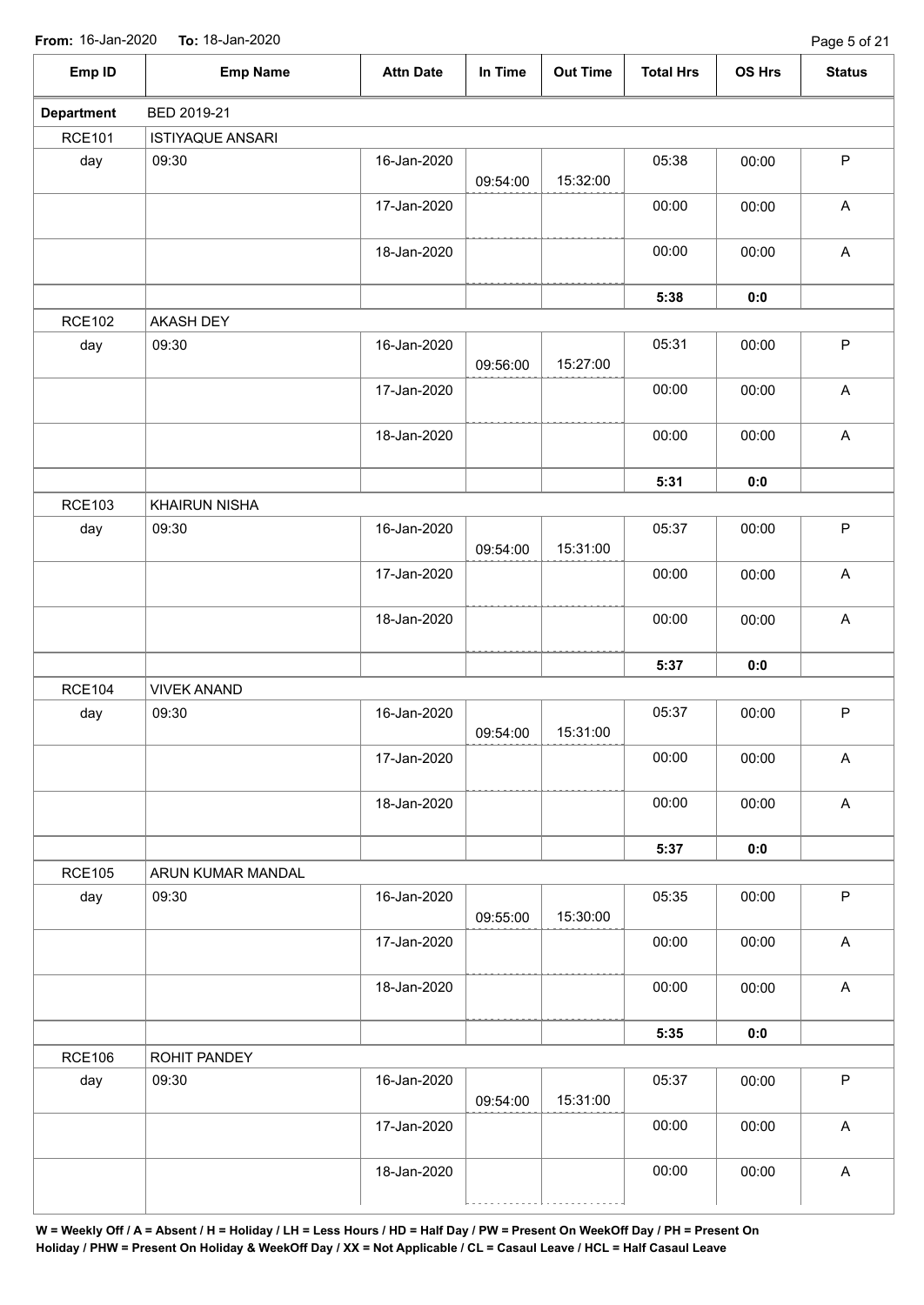**From:** 16-Jan-2020 **To:** 18-Jan-2020

| Emp ID | Emp Name | Attn Date | In Time | Out Time | Total Hrs | OS Hrs | Status |
|---|---|---|---|---|---|---|---|
| **Department** | BED 2019-21 | | | | | | |
| RCE101 | ISTIYAQUE ANSARI | | | | | | |
| day | 09:30 | 16-Jan-2020 | 09:54:00 | 15:32:00 | 05:38 | 00:00 | P |
| | | 17-Jan-2020 | | | 00:00 | 00:00 | A |
| | | 18-Jan-2020 | | | 00:00 | 00:00 | A |
| | | | | | **5:38** | **0:0** | |
| RCE102 | AKASH DEY | | | | | | |
| day | 09:30 | 16-Jan-2020 | 09:56:00 | 15:27:00 | 05:31 | 00:00 | P |
| | | 17-Jan-2020 | | | 00:00 | 00:00 | A |
| | | 18-Jan-2020 | | | 00:00 | 00:00 | A |
| | | | | | **5:31** | **0:0** | |
| RCE103 | KHAIRUN NISHA | | | | | | |
| day | 09:30 | 16-Jan-2020 | 09:54:00 | 15:31:00 | 05:37 | 00:00 | P |
| | | 17-Jan-2020 | | | 00:00 | 00:00 | A |
| | | 18-Jan-2020 | | | 00:00 | 00:00 | A |
| | | | | | **5:37** | **0:0** | |
| RCE104 | VIVEK ANAND | | | | | | |
| day | 09:30 | 16-Jan-2020 | 09:54:00 | 15:31:00 | 05:37 | 00:00 | P |
| | | 17-Jan-2020 | | | 00:00 | 00:00 | A |
| | | 18-Jan-2020 | | | 00:00 | 00:00 | A |
| | | | | | **5:37** | **0:0** | |
| RCE105 | ARUN KUMAR MANDAL | | | | | | |
| day | 09:30 | 16-Jan-2020 | 09:55:00 | 15:30:00 | 05:35 | 00:00 | P |
| | | 17-Jan-2020 | | | 00:00 | 00:00 | A |
| | | 18-Jan-2020 | | | 00:00 | 00:00 | A |
| | | | | | **5:35** | **0:0** | |
| RCE106 | ROHIT PANDEY | | | | | | |
| day | 09:30 | 16-Jan-2020 | 09:54:00 | 15:31:00 | 05:37 | 00:00 | P |
| | | 17-Jan-2020 | | | 00:00 | 00:00 | A |
| | | 18-Jan-2020 | | | 00:00 | 00:00 | A |

**W = Weekly Off / A = Absent / H = Holiday / LH = Less Hours / HD = Half Day / PW = Present On WeekOff Day / PH = Present On Holiday / PHW = Present On Holiday & WeekOff Day / XX = Not Applicable / CL = Casaul Leave / HCL = Half Casaul Leave**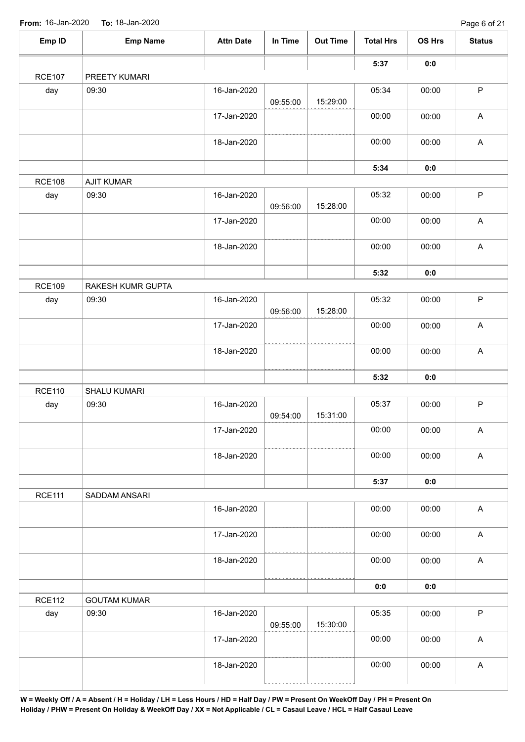**From:** 16-Jan-2020 **To:** 18-Jan-2020

| Emp ID | Emp Name | Attn Date | In Time | Out Time | Total Hrs | OS Hrs | Status |
|---|---|---|---|---|---|---|---|
| | | | | | **5:37** | **0:0** | |
| RCE107 | PREETY KUMARI | | | | | | |
| day | 09:30 | 16-Jan-2020 | 09:55:00 | 15:29:00 | 05:34 | 00:00 | P |
| | | 17-Jan-2020 | | | 00:00 | 00:00 | A |
| | | 18-Jan-2020 | | | 00:00 | 00:00 | A |
| | | | | | **5:34** | **0:0** | |
| RCE108 | AJIT KUMAR | | | | | | |
| day | 09:30 | 16-Jan-2020 | 09:56:00 | 15:28:00 | 05:32 | 00:00 | P |
| | | 17-Jan-2020 | | | 00:00 | 00:00 | A |
| | | 18-Jan-2020 | | | 00:00 | 00:00 | A |
| | | | | | **5:32** | **0:0** | |
| RCE109 | RAKESH KUMR GUPTA | | | | | | |
| day | 09:30 | 16-Jan-2020 | 09:56:00 | 15:28:00 | 05:32 | 00:00 | P |
| | | 17-Jan-2020 | | | 00:00 | 00:00 | A |
| | | 18-Jan-2020 | | | 00:00 | 00:00 | A |
| | | | | | **5:32** | **0:0** | |
| RCE110 | SHALU KUMARI | | | | | | |
| day | 09:30 | 16-Jan-2020 | 09:54:00 | 15:31:00 | 05:37 | 00:00 | P |
| | | 17-Jan-2020 | | | 00:00 | 00:00 | A |
| | | 18-Jan-2020 | | | 00:00 | 00:00 | A |
| | | | | | **5:37** | **0:0** | |
| RCE111 | SADDAM ANSARI | | | | | | |
| | | 16-Jan-2020 | | | 00:00 | 00:00 | A |
| | | 17-Jan-2020 | | | 00:00 | 00:00 | A |
| | | 18-Jan-2020 | | | 00:00 | 00:00 | A |
| | | | | | **0:0** | **0:0** | |
| RCE112 | GOUTAM KUMAR | | | | | | |
| day | 09:30 | 16-Jan-2020 | 09:55:00 | 15:30:00 | 05:35 | 00:00 | P |
| | | 17-Jan-2020 | | | 00:00 | 00:00 | A |
| | | 18-Jan-2020 | | | 00:00 | 00:00 | A |

**W = Weekly Off / A = Absent / H = Holiday / LH = Less Hours / HD = Half Day / PW = Present On WeekOff Day / PH = Present On Holiday / PHW = Present On Holiday & WeekOff Day / XX = Not Applicable / CL = Casaul Leave / HCL = Half Casaul Leave**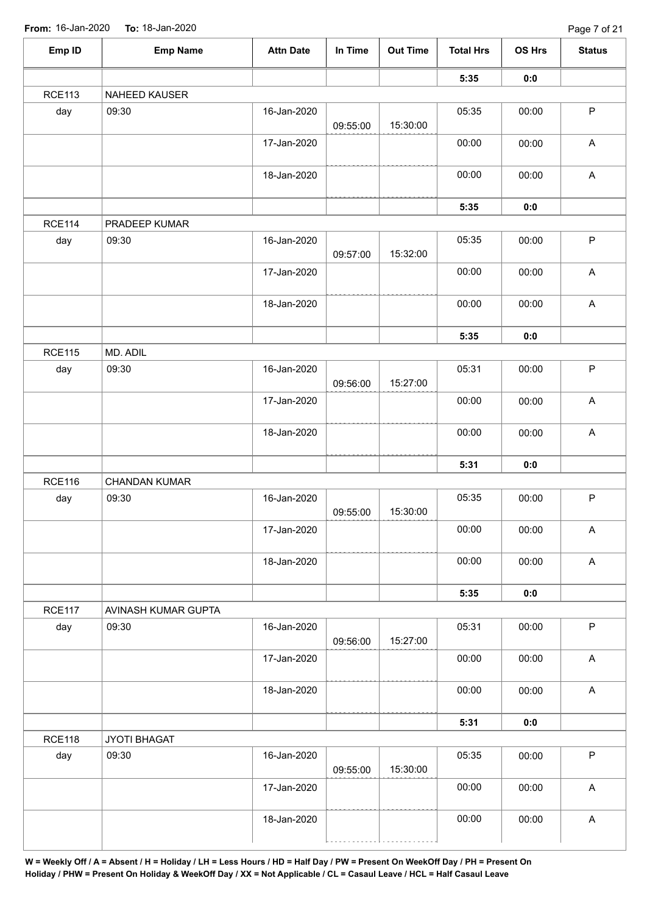**From:** 16-Jan-2020 **To:** 18-Jan-2020

| Emp ID | Emp Name | Attn Date | In Time | Out Time | Total Hrs | OS Hrs | Status |
|---|---|---|---|---|---|---|---|
| | | | | | **5:35** | **0:0** | |
| RCE113 | NAHEED KAUSER | | | | | | |
| day | 09:30 | 16-Jan-2020 | 09:55:00 | 15:30:00 | 05:35 | 00:00 | P |
| | | 17-Jan-2020 | | | 00:00 | 00:00 | A |
| | | 18-Jan-2020 | | | 00:00 | 00:00 | A |
| | | | | | **5:35** | **0:0** | |
| RCE114 | PRADEEP KUMAR | | | | | | |
| day | 09:30 | 16-Jan-2020 | 09:57:00 | 15:32:00 | 05:35 | 00:00 | P |
| | | 17-Jan-2020 | | | 00:00 | 00:00 | A |
| | | 18-Jan-2020 | | | 00:00 | 00:00 | A |
| | | | | | **5:35** | **0:0** | |
| RCE115 | MD. ADIL | | | | | | |
| day | 09:30 | 16-Jan-2020 | 09:56:00 | 15:27:00 | 05:31 | 00:00 | P |
| | | 17-Jan-2020 | | | 00:00 | 00:00 | A |
| | | 18-Jan-2020 | | | 00:00 | 00:00 | A |
| | | | | | **5:31** | **0:0** | |
| RCE116 | CHANDAN KUMAR | | | | | | |
| day | 09:30 | 16-Jan-2020 | 09:55:00 | 15:30:00 | 05:35 | 00:00 | P |
| | | 17-Jan-2020 | | | 00:00 | 00:00 | A |
| | | 18-Jan-2020 | | | 00:00 | 00:00 | A |
| | | | | | **5:35** | **0:0** | |
| RCE117 | AVINASH KUMAR GUPTA | | | | | | |
| day | 09:30 | 16-Jan-2020 | 09:56:00 | 15:27:00 | 05:31 | 00:00 | P |
| | | 17-Jan-2020 | | | 00:00 | 00:00 | A |
| | | 18-Jan-2020 | | | 00:00 | 00:00 | A |
| | | | | | **5:31** | **0:0** | |
| RCE118 | JYOTI BHAGAT | | | | | | |
| day | 09:30 | 16-Jan-2020 | 09:55:00 | 15:30:00 | 05:35 | 00:00 | P |
| | | 17-Jan-2020 | | | 00:00 | 00:00 | A |
| | | 18-Jan-2020 | | | 00:00 | 00:00 | A |

**W = Weekly Off / A = Absent / H = Holiday / LH = Less Hours / HD = Half Day / PW = Present On WeekOff Day / PH = Present On Holiday / PHW = Present On Holiday & WeekOff Day / XX = Not Applicable / CL = Casaul Leave / HCL = Half Casaul Leave**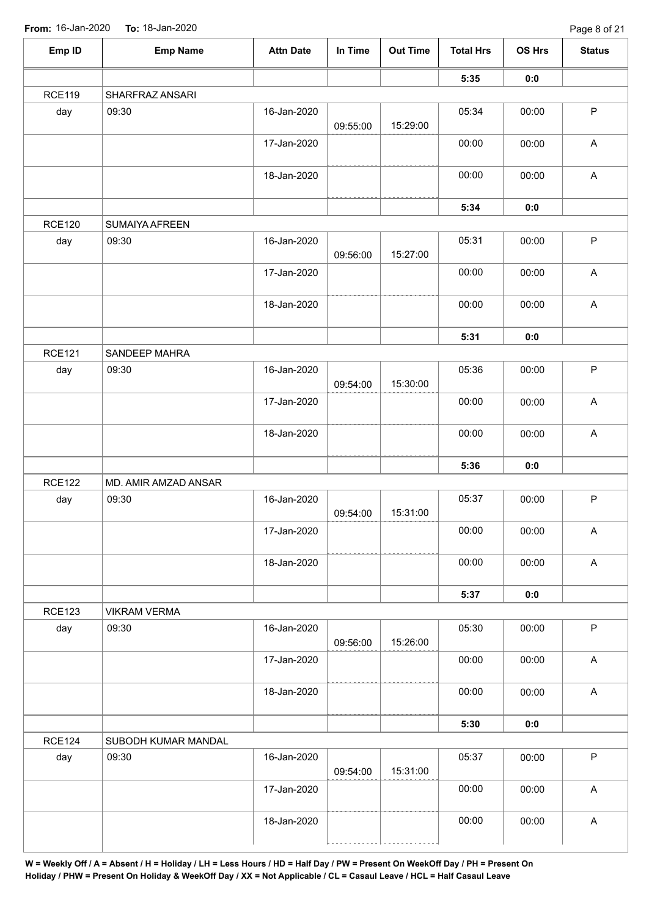From: 16-Jan-2020 To: 18-Jan-2020

| Emp ID | Emp Name | Attn Date | In Time | Out Time | Total Hrs | OS Hrs | Status |
|---|---|---|---|---|---|---|---|
| | | | | | **5:35** | **0:0** | |
| RCE119 | SHARFRAZ ANSARI | | | | | | |
| day | 09:30 | 16-Jan-2020 | 09:55:00 | 15:29:00 | 05:34 | 00:00 | P |
| | | 17-Jan-2020 | | | 00:00 | 00:00 | A |
| | | 18-Jan-2020 | | | 00:00 | 00:00 | A |
| | | | | | **5:34** | **0:0** | |
| RCE120 | SUMAIYA AFREEN | | | | | | |
| day | 09:30 | 16-Jan-2020 | 09:56:00 | 15:27:00 | 05:31 | 00:00 | P |
| | | 17-Jan-2020 | | | 00:00 | 00:00 | A |
| | | 18-Jan-2020 | | | 00:00 | 00:00 | A |
| | | | | | **5:31** | **0:0** | |
| RCE121 | SANDEEP MAHRA | | | | | | |
| day | 09:30 | 16-Jan-2020 | 09:54:00 | 15:30:00 | 05:36 | 00:00 | P |
| | | 17-Jan-2020 | | | 00:00 | 00:00 | A |
| | | 18-Jan-2020 | | | 00:00 | 00:00 | A |
| | | | | | **5:36** | **0:0** | |
| RCE122 | MD. AMIR AMZAD ANSAR | | | | | | |
| day | 09:30 | 16-Jan-2020 | 09:54:00 | 15:31:00 | 05:37 | 00:00 | P |
| | | 17-Jan-2020 | | | 00:00 | 00:00 | A |
| | | 18-Jan-2020 | | | 00:00 | 00:00 | A |
| | | | | | **5:37** | **0:0** | |
| RCE123 | VIKRAM VERMA | | | | | | |
| day | 09:30 | 16-Jan-2020 | 09:56:00 | 15:26:00 | 05:30 | 00:00 | P |
| | | 17-Jan-2020 | | | 00:00 | 00:00 | A |
| | | 18-Jan-2020 | | | 00:00 | 00:00 | A |
| | | | | | **5:30** | **0:0** | |
| RCE124 | SUBODH KUMAR MANDAL | | | | | | |
| day | 09:30 | 16-Jan-2020 | 09:54:00 | 15:31:00 | 05:37 | 00:00 | P |
| | | 17-Jan-2020 | | | 00:00 | 00:00 | A |
| | | 18-Jan-2020 | | | 00:00 | 00:00 | A |

**W = Weekly Off / A = Absent / H = Holiday / LH = Less Hours / HD = Half Day / PW = Present On WeekOff Day / PH = Present On Holiday / PHW = Present On Holiday & WeekOff Day / XX = Not Applicable / CL = Casaul Leave / HCL = Half Casaul Leave**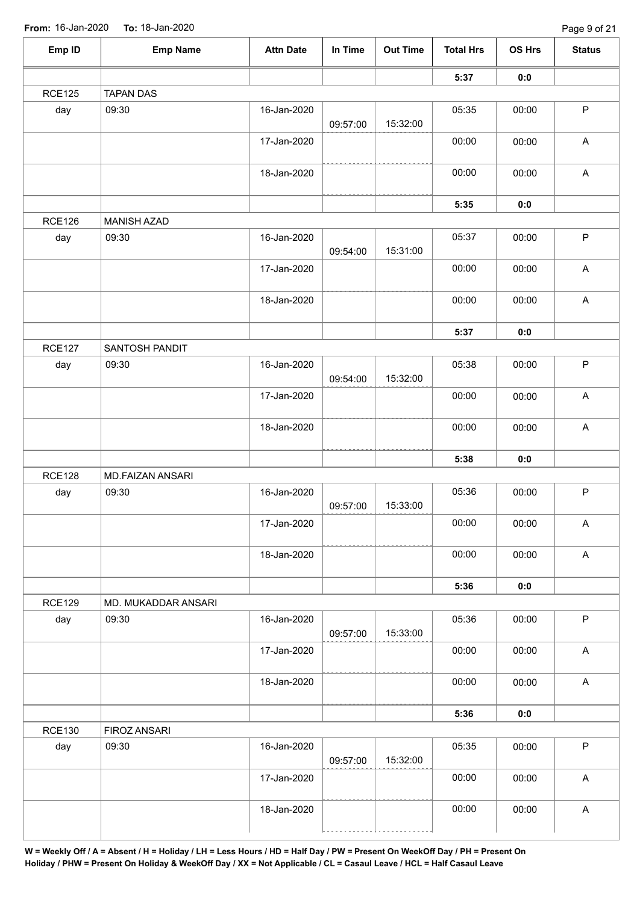**From:** 16-Jan-2020 **To:** 18-Jan-2020

| Emp ID | Emp Name | Attn Date | In Time | Out Time | Total Hrs | OS Hrs | Status |
|---|---|---|---|---|---|---|---|
| | | | | | **5:37** | **0:0** | |
| RCE125 | TAPAN DAS | | | | | | |
| day | 09:30 | 16-Jan-2020 | 09:57:00 | 15:32:00 | 05:35 | 00:00 | P |
| | | 17-Jan-2020 | | | 00:00 | 00:00 | A |
| | | 18-Jan-2020 | | | 00:00 | 00:00 | A |
| | | | | | **5:35** | **0:0** | |
| RCE126 | MANISH AZAD | | | | | | |
| day | 09:30 | 16-Jan-2020 | 09:54:00 | 15:31:00 | 05:37 | 00:00 | P |
| | | 17-Jan-2020 | | | 00:00 | 00:00 | A |
| | | 18-Jan-2020 | | | 00:00 | 00:00 | A |
| | | | | | **5:37** | **0:0** | |
| RCE127 | SANTOSH PANDIT | | | | | | |
| day | 09:30 | 16-Jan-2020 | 09:54:00 | 15:32:00 | 05:38 | 00:00 | P |
| | | 17-Jan-2020 | | | 00:00 | 00:00 | A |
| | | 18-Jan-2020 | | | 00:00 | 00:00 | A |
| | | | | | **5:38** | **0:0** | |
| RCE128 | MD.FAIZAN ANSARI | | | | | | |
| day | 09:30 | 16-Jan-2020 | 09:57:00 | 15:33:00 | 05:36 | 00:00 | P |
| | | 17-Jan-2020 | | | 00:00 | 00:00 | A |
| | | 18-Jan-2020 | | | 00:00 | 00:00 | A |
| | | | | | **5:36** | **0:0** | |
| RCE129 | MD. MUKADDAR ANSARI | | | | | | |
| day | 09:30 | 16-Jan-2020 | 09:57:00 | 15:33:00 | 05:36 | 00:00 | P |
| | | 17-Jan-2020 | | | 00:00 | 00:00 | A |
| | | 18-Jan-2020 | | | 00:00 | 00:00 | A |
| | | | | | **5:36** | **0:0** | |
| RCE130 | FIROZ ANSARI | | | | | | |
| day | 09:30 | 16-Jan-2020 | 09:57:00 | 15:32:00 | 05:35 | 00:00 | P |
| | | 17-Jan-2020 | | | 00:00 | 00:00 | A |
| | | 18-Jan-2020 | | | 00:00 | 00:00 | A |

**W = Weekly Off / A = Absent / H = Holiday / LH = Less Hours / HD = Half Day / PW = Present On WeekOff Day / PH = Present On Holiday / PHW = Present On Holiday & WeekOff Day / XX = Not Applicable / CL = Casaul Leave / HCL = Half Casaul Leave**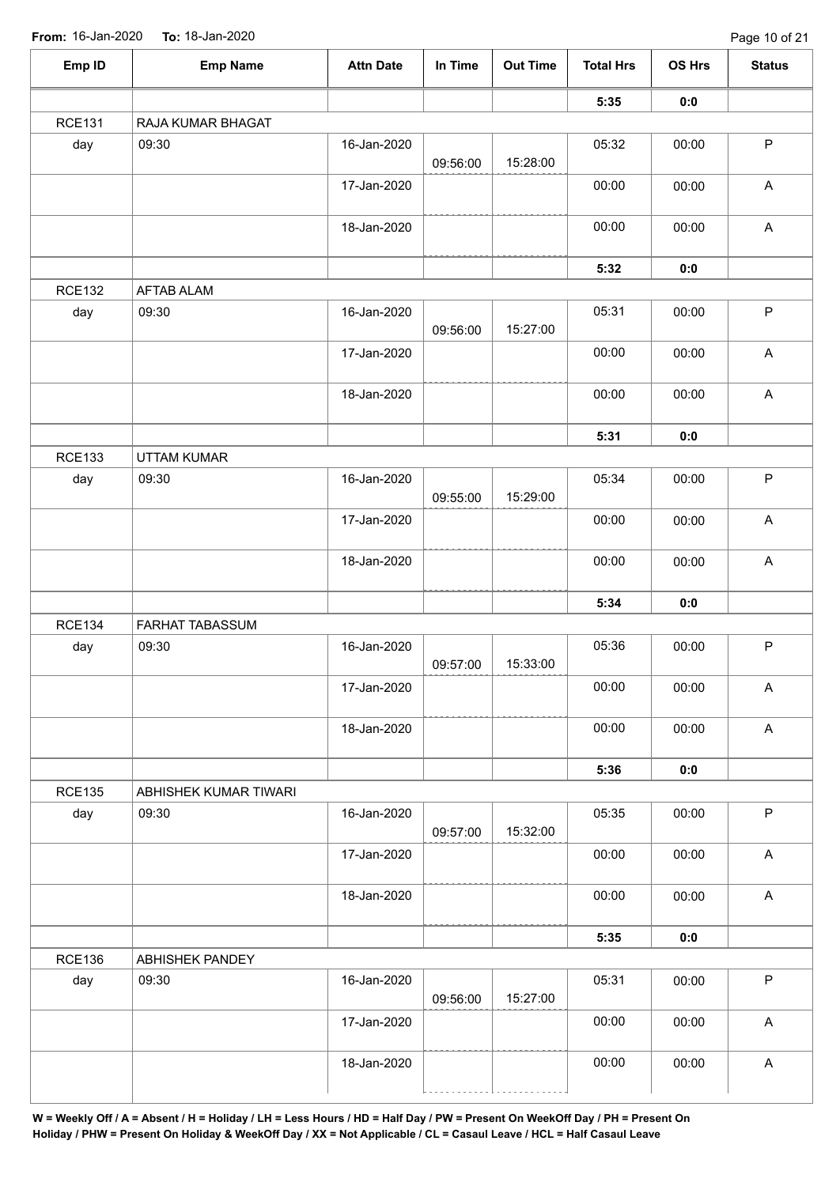From: 16-Jan-2020 To: 18-Jan-2020

| Emp ID | Emp Name | Attn Date | In Time | Out Time | Total Hrs | OS Hrs | Status |
|---|---|---|---|---|---|---|---|
| | | | | | **5:35** | **0:0** | |
| RCE131 | RAJA KUMAR BHAGAT | | | | | | |
| day | 09:30 | 16-Jan-2020 | 09:56:00 | 15:28:00 | 05:32 | 00:00 | P |
| | | 17-Jan-2020 | | | 00:00 | 00:00 | A |
| | | 18-Jan-2020 | | | 00:00 | 00:00 | A |
| | | | | | **5:32** | **0:0** | |
| RCE132 | AFTAB ALAM | | | | | | |
| day | 09:30 | 16-Jan-2020 | 09:56:00 | 15:27:00 | 05:31 | 00:00 | P |
| | | 17-Jan-2020 | | | 00:00 | 00:00 | A |
| | | 18-Jan-2020 | | | 00:00 | 00:00 | A |
| | | | | | **5:31** | **0:0** | |
| RCE133 | UTTAM KUMAR | | | | | | |
| day | 09:30 | 16-Jan-2020 | 09:55:00 | 15:29:00 | 05:34 | 00:00 | P |
| | | 17-Jan-2020 | | | 00:00 | 00:00 | A |
| | | 18-Jan-2020 | | | 00:00 | 00:00 | A |
| | | | | | **5:34** | **0:0** | |
| RCE134 | FARHAT TABASSUM | | | | | | |
| day | 09:30 | 16-Jan-2020 | 09:57:00 | 15:33:00 | 05:36 | 00:00 | P |
| | | 17-Jan-2020 | | | 00:00 | 00:00 | A |
| | | 18-Jan-2020 | | | 00:00 | 00:00 | A |
| | | | | | **5:36** | **0:0** | |
| RCE135 | ABHISHEK KUMAR TIWARI | | | | | | |
| day | 09:30 | 16-Jan-2020 | 09:57:00 | 15:32:00 | 05:35 | 00:00 | P |
| | | 17-Jan-2020 | | | 00:00 | 00:00 | A |
| | | 18-Jan-2020 | | | 00:00 | 00:00 | A |
| | | | | | **5:35** | **0:0** | |
| RCE136 | ABHISHEK PANDEY | | | | | | |
| day | 09:30 | 16-Jan-2020 | 09:56:00 | 15:27:00 | 05:31 | 00:00 | P |
| | | 17-Jan-2020 | | | 00:00 | 00:00 | A |
| | | 18-Jan-2020 | | | 00:00 | 00:00 | A |

**W = Weekly Off / A = Absent / H = Holiday / LH = Less Hours / HD = Half Day / PW = Present On WeekOff Day / PH = Present On Holiday / PHW = Present On Holiday & WeekOff Day / XX = Not Applicable / CL = Casaul Leave / HCL = Half Casaul Leave**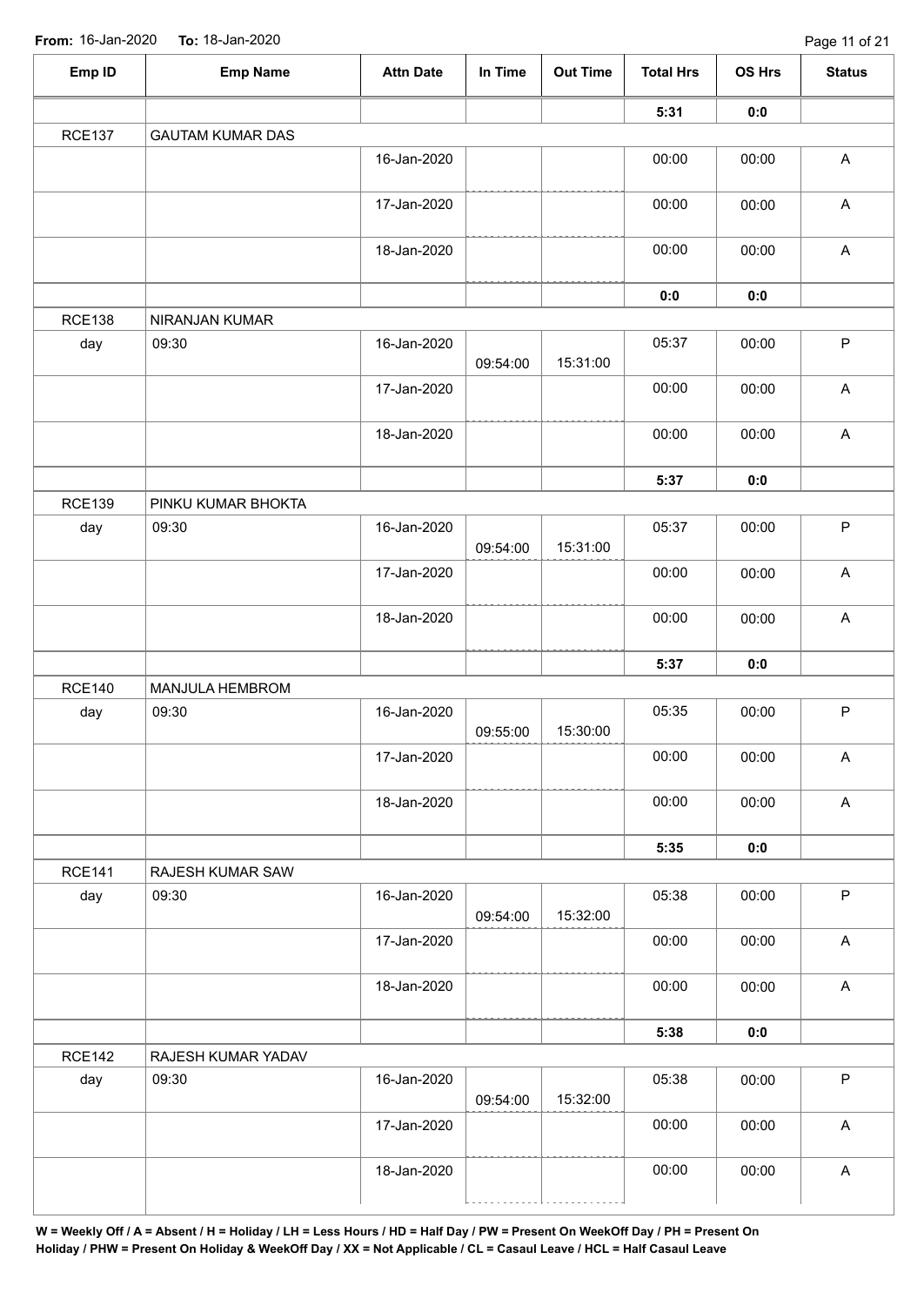From: 16-Jan-2020 To: 18-Jan-2020

| Emp ID | Emp Name | Attn Date | In Time | Out Time | Total Hrs | OS Hrs | Status |
|---|---|---|---|---|---|---|---|
| | | | | | **5:31** | **0:0** | |
| RCE137 | GAUTAM KUMAR DAS | | | | | | |
| | | 16-Jan-2020 | | | 00:00 | 00:00 | A |
| | | 17-Jan-2020 | | | 00:00 | 00:00 | A |
| | | 18-Jan-2020 | | | 00:00 | 00:00 | A |
| | | | | | **0:0** | **0:0** | |
| RCE138 | NIRANJAN KUMAR | | | | | | |
| day | 09:30 | 16-Jan-2020 | 09:54:00 | 15:31:00 | 05:37 | 00:00 | P |
| | | 17-Jan-2020 | | | 00:00 | 00:00 | A |
| | | 18-Jan-2020 | | | 00:00 | 00:00 | A |
| | | | | | **5:37** | **0:0** | |
| RCE139 | PINKU KUMAR BHOKTA | | | | | | |
| day | 09:30 | 16-Jan-2020 | 09:54:00 | 15:31:00 | 05:37 | 00:00 | P |
| | | 17-Jan-2020 | | | 00:00 | 00:00 | A |
| | | 18-Jan-2020 | | | 00:00 | 00:00 | A |
| | | | | | **5:37** | **0:0** | |
| RCE140 | MANJULA HEMBROM | | | | | | |
| day | 09:30 | 16-Jan-2020 | 09:55:00 | 15:30:00 | 05:35 | 00:00 | P |
| | | 17-Jan-2020 | | | 00:00 | 00:00 | A |
| | | 18-Jan-2020 | | | 00:00 | 00:00 | A |
| | | | | | **5:35** | **0:0** | |
| RCE141 | RAJESH KUMAR SAW | | | | | | |
| day | 09:30 | 16-Jan-2020 | 09:54:00 | 15:32:00 | 05:38 | 00:00 | P |
| | | 17-Jan-2020 | | | 00:00 | 00:00 | A |
| | | 18-Jan-2020 | | | 00:00 | 00:00 | A |
| | | | | | **5:38** | **0:0** | |
| RCE142 | RAJESH KUMAR YADAV | | | | | | |
| day | 09:30 | 16-Jan-2020 | 09:54:00 | 15:32:00 | 05:38 | 00:00 | P |
| | | 17-Jan-2020 | | | 00:00 | 00:00 | A |
| | | 18-Jan-2020 | | | 00:00 | 00:00 | A |

**W = Weekly Off / A = Absent / H = Holiday / LH = Less Hours / HD = Half Day / PW = Present On WeekOff Day / PH = Present On Holiday / PHW = Present On Holiday & WeekOff Day / XX = Not Applicable / CL = Casaul Leave / HCL = Half Casaul Leave**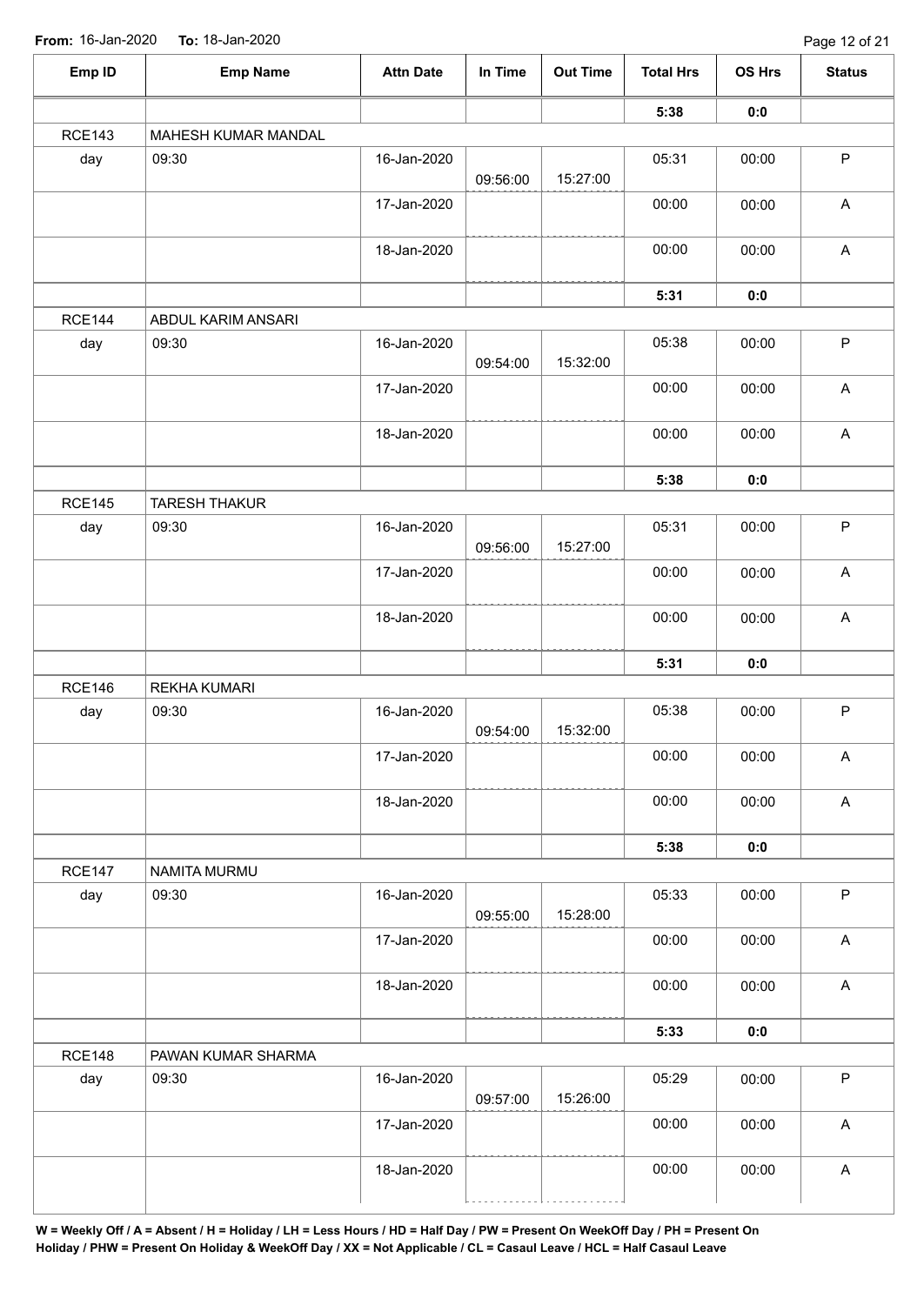From: 16-Jan-2020 To: 18-Jan-2020

| Emp ID | Emp Name | Attn Date | In Time | Out Time | Total Hrs | OS Hrs | Status |
|---|---|---|---|---|---|---|---|
| | | | | | **5:38** | **0:0** | |
| RCE143 | MAHESH KUMAR MANDAL | | | | | | |
| day | 09:30 | 16-Jan-2020 | 09:56:00 | 15:27:00 | 05:31 | 00:00 | P |
| | | 17-Jan-2020 | | | 00:00 | 00:00 | A |
| | | 18-Jan-2020 | | | 00:00 | 00:00 | A |
| | | | | | **5:31** | **0:0** | |
| RCE144 | ABDUL KARIM ANSARI | | | | | | |
| day | 09:30 | 16-Jan-2020 | 09:54:00 | 15:32:00 | 05:38 | 00:00 | P |
| | | 17-Jan-2020 | | | 00:00 | 00:00 | A |
| | | 18-Jan-2020 | | | 00:00 | 00:00 | A |
| | | | | | **5:38** | **0:0** | |
| RCE145 | TARESH THAKUR | | | | | | |
| day | 09:30 | 16-Jan-2020 | 09:56:00 | 15:27:00 | 05:31 | 00:00 | P |
| | | 17-Jan-2020 | | | 00:00 | 00:00 | A |
| | | 18-Jan-2020 | | | 00:00 | 00:00 | A |
| | | | | | **5:31** | **0:0** | |
| RCE146 | REKHA KUMARI | | | | | | |
| day | 09:30 | 16-Jan-2020 | 09:54:00 | 15:32:00 | 05:38 | 00:00 | P |
| | | 17-Jan-2020 | | | 00:00 | 00:00 | A |
| | | 18-Jan-2020 | | | 00:00 | 00:00 | A |
| | | | | | **5:38** | **0:0** | |
| RCE147 | NAMITA MURMU | | | | | | |
| day | 09:30 | 16-Jan-2020 | 09:55:00 | 15:28:00 | 05:33 | 00:00 | P |
| | | 17-Jan-2020 | | | 00:00 | 00:00 | A |
| | | 18-Jan-2020 | | | 00:00 | 00:00 | A |
| | | | | | **5:33** | **0:0** | |
| RCE148 | PAWAN KUMAR SHARMA | | | | | | |
| day | 09:30 | 16-Jan-2020 | 09:57:00 | 15:26:00 | 05:29 | 00:00 | P |
| | | 17-Jan-2020 | | | 00:00 | 00:00 | A |
| | | 18-Jan-2020 | | | 00:00 | 00:00 | A |

**W = Weekly Off / A = Absent / H = Holiday / LH = Less Hours / HD = Half Day / PW = Present On WeekOff Day / PH = Present On Holiday / PHW = Present On Holiday & WeekOff Day / XX = Not Applicable / CL = Casaul Leave / HCL = Half Casaul Leave**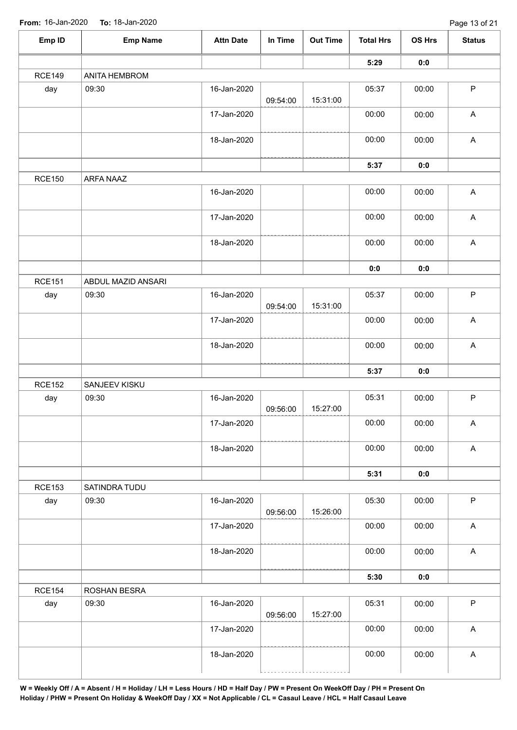**From:** 16-Jan-2020 **To:** 18-Jan-2020

| Emp ID | Emp Name | Attn Date | In Time | Out Time | Total Hrs | OS Hrs | Status |
|---|---|---|---|---|---|---|---|
| | | | | | **5:29** | **0:0** | |
| RCE149 | ANITA HEMBROM | | | | | | |
| day | 09:30 | 16-Jan-2020 | 09:54:00 | 15:31:00 | 05:37 | 00:00 | P |
| | | 17-Jan-2020 | | | 00:00 | 00:00 | A |
| | | 18-Jan-2020 | | | 00:00 | 00:00 | A |
| | | | | | **5:37** | **0:0** | |
| RCE150 | ARFA NAAZ | | | | | | |
| | | 16-Jan-2020 | | | 00:00 | 00:00 | A |
| | | 17-Jan-2020 | | | 00:00 | 00:00 | A |
| | | 18-Jan-2020 | | | 00:00 | 00:00 | A |
| | | | | | **0:0** | **0:0** | |
| RCE151 | ABDUL MAZID ANSARI | | | | | | |
| day | 09:30 | 16-Jan-2020 | 09:54:00 | 15:31:00 | 05:37 | 00:00 | P |
| | | 17-Jan-2020 | | | 00:00 | 00:00 | A |
| | | 18-Jan-2020 | | | 00:00 | 00:00 | A |
| | | | | | **5:37** | **0:0** | |
| RCE152 | SANJEEV KISKU | | | | | | |
| day | 09:30 | 16-Jan-2020 | 09:56:00 | 15:27:00 | 05:31 | 00:00 | P |
| | | 17-Jan-2020 | | | 00:00 | 00:00 | A |
| | | 18-Jan-2020 | | | 00:00 | 00:00 | A |
| | | | | | **5:31** | **0:0** | |
| RCE153 | SATINDRA TUDU | | | | | | |
| day | 09:30 | 16-Jan-2020 | 09:56:00 | 15:26:00 | 05:30 | 00:00 | P |
| | | 17-Jan-2020 | | | 00:00 | 00:00 | A |
| | | 18-Jan-2020 | | | 00:00 | 00:00 | A |
| | | | | | **5:30** | **0:0** | |
| RCE154 | ROSHAN BESRA | | | | | | |
| day | 09:30 | 16-Jan-2020 | 09:56:00 | 15:27:00 | 05:31 | 00:00 | P |
| | | 17-Jan-2020 | | | 00:00 | 00:00 | A |
| | | 18-Jan-2020 | | | 00:00 | 00:00 | A |

**W = Weekly Off / A = Absent / H = Holiday / LH = Less Hours / HD = Half Day / PW = Present On WeekOff Day / PH = Present On Holiday / PHW = Present On Holiday & WeekOff Day / XX = Not Applicable / CL = Casaul Leave / HCL = Half Casaul Leave**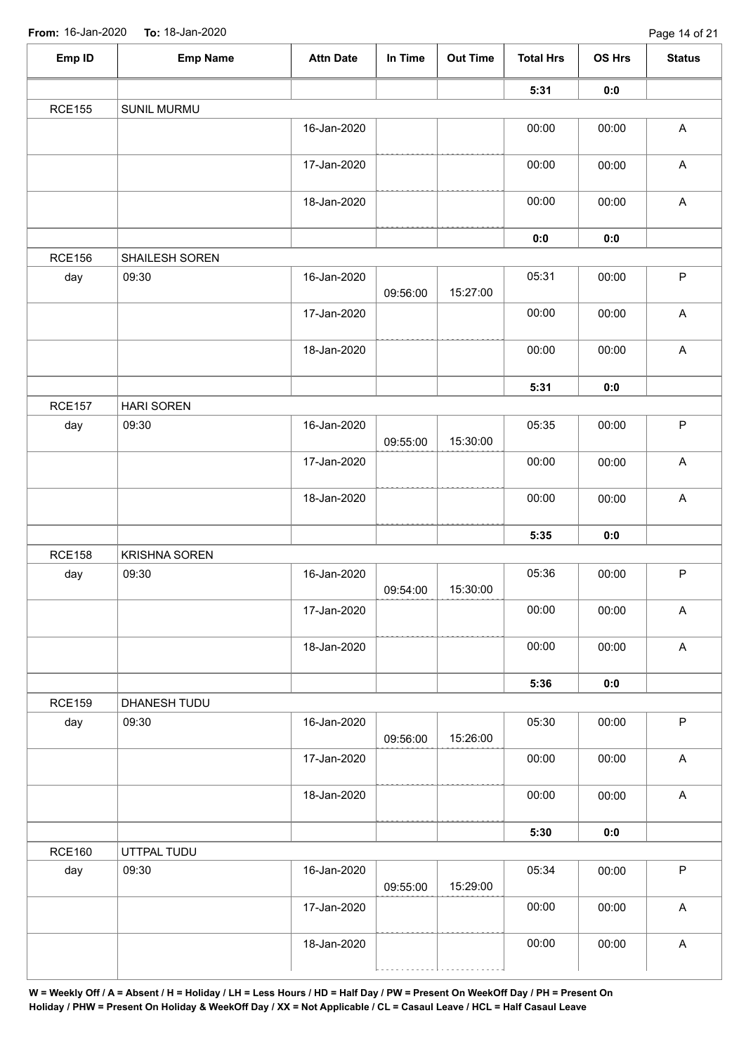From: 16-Jan-2020 To: 18-Jan-2020

| Emp ID | Emp Name | Attn Date | In Time | Out Time | Total Hrs | OS Hrs | Status |
|---|---|---|---|---|---|---|---|
| | | | | | 5:31 | 0:0 | |
| RCE155 | SUNIL MURMU | | | | | | |
| | | 16-Jan-2020 | | | 00:00 | 00:00 | A |
| | | 17-Jan-2020 | | | 00:00 | 00:00 | A |
| | | 18-Jan-2020 | | | 00:00 | 00:00 | A |
| | | | | | 0:0 | 0:0 | |
| RCE156 | SHAILESH SOREN | | | | | | |
| day | 09:30 | 16-Jan-2020 | 09:56:00 | 15:27:00 | 05:31 | 00:00 | P |
| | | 17-Jan-2020 | | | 00:00 | 00:00 | A |
| | | 18-Jan-2020 | | | 00:00 | 00:00 | A |
| | | | | | 5:31 | 0:0 | |
| RCE157 | HARI SOREN | | | | | | |
| day | 09:30 | 16-Jan-2020 | 09:55:00 | 15:30:00 | 05:35 | 00:00 | P |
| | | 17-Jan-2020 | | | 00:00 | 00:00 | A |
| | | 18-Jan-2020 | | | 00:00 | 00:00 | A |
| | | | | | 5:35 | 0:0 | |
| RCE158 | KRISHNA SOREN | | | | | | |
| day | 09:30 | 16-Jan-2020 | 09:54:00 | 15:30:00 | 05:36 | 00:00 | P |
| | | 17-Jan-2020 | | | 00:00 | 00:00 | A |
| | | 18-Jan-2020 | | | 00:00 | 00:00 | A |
| | | | | | 5:36 | 0:0 | |
| RCE159 | DHANESH TUDU | | | | | | |
| day | 09:30 | 16-Jan-2020 | 09:56:00 | 15:26:00 | 05:30 | 00:00 | P |
| | | 17-Jan-2020 | | | 00:00 | 00:00 | A |
| | | 18-Jan-2020 | | | 00:00 | 00:00 | A |
| | | | | | 5:30 | 0:0 | |
| RCE160 | UTTPAL TUDU | | | | | | |
| day | 09:30 | 16-Jan-2020 | 09:55:00 | 15:29:00 | 05:34 | 00:00 | P |
| | | 17-Jan-2020 | | | 00:00 | 00:00 | A |
| | | 18-Jan-2020 | | | 00:00 | 00:00 | A |

**W = Weekly Off / A = Absent / H = Holiday / LH = Less Hours / HD = Half Day / PW = Present On WeekOff Day / PH = Present On Holiday / PHW = Present On Holiday & WeekOff Day / XX = Not Applicable / CL = Casaul Leave / HCL = Half Casaul Leave**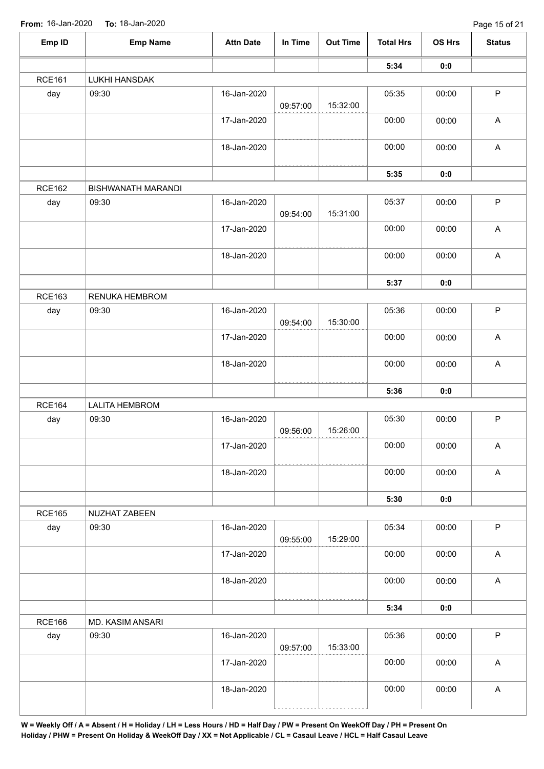**From:** 16-Jan-2020 **To:** 18-Jan-2020

| Emp ID | Emp Name | Attn Date | In Time | Out Time | Total Hrs | OS Hrs | Status |
|---|---|---|---|---|---|---|---|
| | | | | | **5:34** | **0:0** | |
| RCE161 | LUKHI HANSDAK | | | | | | |
| day | 09:30 | 16-Jan-2020 | 09:57:00 | 15:32:00 | 05:35 | 00:00 | P |
| | | 17-Jan-2020 | | | 00:00 | 00:00 | A |
| | | 18-Jan-2020 | | | 00:00 | 00:00 | A |
| | | | | | **5:35** | **0:0** | |
| RCE162 | BISHWANATH MARANDI | | | | | | |
| day | 09:30 | 16-Jan-2020 | 09:54:00 | 15:31:00 | 05:37 | 00:00 | P |
| | | 17-Jan-2020 | | | 00:00 | 00:00 | A |
| | | 18-Jan-2020 | | | 00:00 | 00:00 | A |
| | | | | | **5:37** | **0:0** | |
| RCE163 | RENUKA HEMBROM | | | | | | |
| day | 09:30 | 16-Jan-2020 | 09:54:00 | 15:30:00 | 05:36 | 00:00 | P |
| | | 17-Jan-2020 | | | 00:00 | 00:00 | A |
| | | 18-Jan-2020 | | | 00:00 | 00:00 | A |
| | | | | | **5:36** | **0:0** | |
| RCE164 | LALITA HEMBROM | | | | | | |
| day | 09:30 | 16-Jan-2020 | 09:56:00 | 15:26:00 | 05:30 | 00:00 | P |
| | | 17-Jan-2020 | | | 00:00 | 00:00 | A |
| | | 18-Jan-2020 | | | 00:00 | 00:00 | A |
| | | | | | **5:30** | **0:0** | |
| RCE165 | NUZHAT ZABEEN | | | | | | |
| day | 09:30 | 16-Jan-2020 | 09:55:00 | 15:29:00 | 05:34 | 00:00 | P |
| | | 17-Jan-2020 | | | 00:00 | 00:00 | A |
| | | 18-Jan-2020 | | | 00:00 | 00:00 | A |
| | | | | | **5:34** | **0:0** | |
| RCE166 | MD. KASIM ANSARI | | | | | | |
| day | 09:30 | 16-Jan-2020 | 09:57:00 | 15:33:00 | 05:36 | 00:00 | P |
| | | 17-Jan-2020 | | | 00:00 | 00:00 | A |
| | | 18-Jan-2020 | | | 00:00 | 00:00 | A |

**W = Weekly Off / A = Absent / H = Holiday / LH = Less Hours / HD = Half Day / PW = Present On WeekOff Day / PH = Present On Holiday / PHW = Present On Holiday & WeekOff Day / XX = Not Applicable / CL = Casaul Leave / HCL = Half Casaul Leave**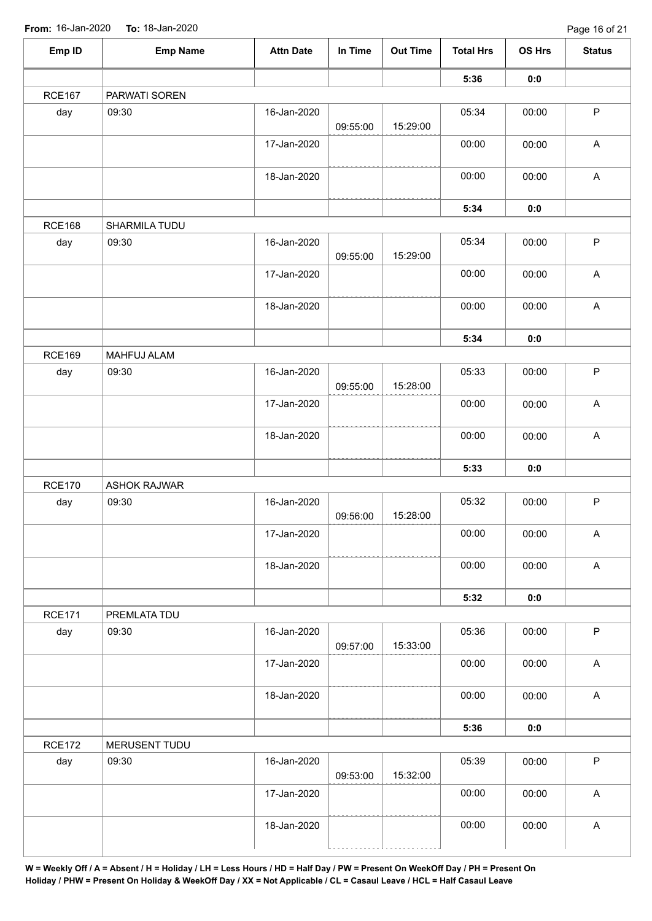**From:** 16-Jan-2020 **To:** 18-Jan-2020

| Emp ID | Emp Name | Attn Date | In Time | Out Time | Total Hrs | OS Hrs | Status |
|---|---|---|---|---|---|---|---|
| | | | | | **5:36** | **0:0** | |
| RCE167 | PARWATI SOREN | | | | | | |
| day | 09:30 | 16-Jan-2020 | 09:55:00 | 15:29:00 | 05:34 | 00:00 | P |
| | | 17-Jan-2020 | | | 00:00 | 00:00 | A |
| | | 18-Jan-2020 | | | 00:00 | 00:00 | A |
| | | | | | **5:34** | **0:0** | |
| RCE168 | SHARMILA TUDU | | | | | | |
| day | 09:30 | 16-Jan-2020 | 09:55:00 | 15:29:00 | 05:34 | 00:00 | P |
| | | 17-Jan-2020 | | | 00:00 | 00:00 | A |
| | | 18-Jan-2020 | | | 00:00 | 00:00 | A |
| | | | | | **5:34** | **0:0** | |
| RCE169 | MAHFUJ ALAM | | | | | | |
| day | 09:30 | 16-Jan-2020 | 09:55:00 | 15:28:00 | 05:33 | 00:00 | P |
| | | 17-Jan-2020 | | | 00:00 | 00:00 | A |
| | | 18-Jan-2020 | | | 00:00 | 00:00 | A |
| | | | | | **5:33** | **0:0** | |
| RCE170 | ASHOK RAJWAR | | | | | | |
| day | 09:30 | 16-Jan-2020 | 09:56:00 | 15:28:00 | 05:32 | 00:00 | P |
| | | 17-Jan-2020 | | | 00:00 | 00:00 | A |
| | | 18-Jan-2020 | | | 00:00 | 00:00 | A |
| | | | | | **5:32** | **0:0** | |
| RCE171 | PREMLATA TDU | | | | | | |
| day | 09:30 | 16-Jan-2020 | 09:57:00 | 15:33:00 | 05:36 | 00:00 | P |
| | | 17-Jan-2020 | | | 00:00 | 00:00 | A |
| | | 18-Jan-2020 | | | 00:00 | 00:00 | A |
| | | | | | **5:36** | **0:0** | |
| RCE172 | MERUSENT TUDU | | | | | | |
| day | 09:30 | 16-Jan-2020 | 09:53:00 | 15:32:00 | 05:39 | 00:00 | P |
| | | 17-Jan-2020 | | | 00:00 | 00:00 | A |
| | | 18-Jan-2020 | | | 00:00 | 00:00 | A |

**W = Weekly Off / A = Absent / H = Holiday / LH = Less Hours / HD = Half Day / PW = Present On WeekOff Day / PH = Present On Holiday / PHW = Present On Holiday & WeekOff Day / XX = Not Applicable / CL = Casaul Leave / HCL = Half Casaul Leave**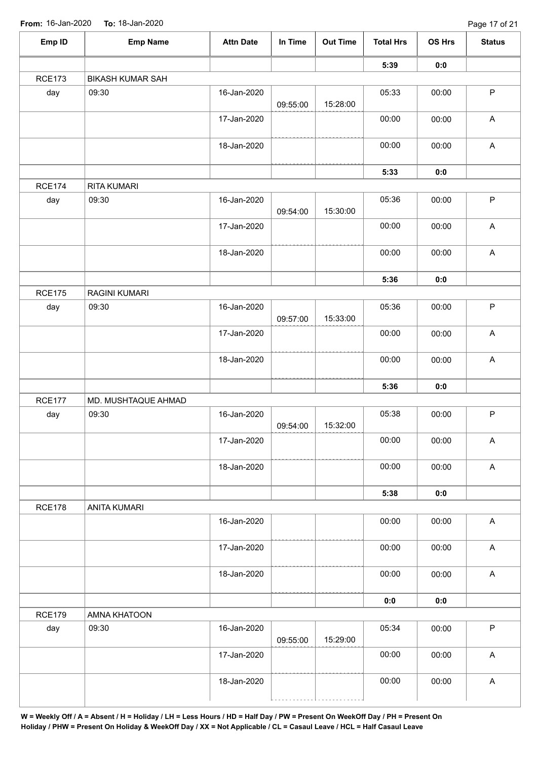**From:** 16-Jan-2020 **To:** 18-Jan-2020

| Emp ID | Emp Name | Attn Date | In Time | Out Time | Total Hrs | OS Hrs | Status |
|---|---|---|---|---|---|---|---|
| | | | | | **5:39** | **0:0** | |
| RCE173 | BIKASH KUMAR SAH | | | | | | |
| day | 09:30 | 16-Jan-2020 | 09:55:00 | 15:28:00 | 05:33 | 00:00 | P |
| | | 17-Jan-2020 | | | 00:00 | 00:00 | A |
| | | 18-Jan-2020 | | | 00:00 | 00:00 | A |
| | | | | | **5:33** | **0:0** | |
| RCE174 | RITA KUMARI | | | | | | |
| day | 09:30 | 16-Jan-2020 | 09:54:00 | 15:30:00 | 05:36 | 00:00 | P |
| | | 17-Jan-2020 | | | 00:00 | 00:00 | A |
| | | 18-Jan-2020 | | | 00:00 | 00:00 | A |
| | | | | | **5:36** | **0:0** | |
| RCE175 | RAGINI KUMARI | | | | | | |
| day | 09:30 | 16-Jan-2020 | 09:57:00 | 15:33:00 | 05:36 | 00:00 | P |
| | | 17-Jan-2020 | | | 00:00 | 00:00 | A |
| | | 18-Jan-2020 | | | 00:00 | 00:00 | A |
| | | | | | **5:36** | **0:0** | |
| RCE177 | MD. MUSHTAQUE AHMAD | | | | | | |
| day | 09:30 | 16-Jan-2020 | 09:54:00 | 15:32:00 | 05:38 | 00:00 | P |
| | | 17-Jan-2020 | | | 00:00 | 00:00 | A |
| | | 18-Jan-2020 | | | 00:00 | 00:00 | A |
| | | | | | **5:38** | **0:0** | |
| RCE178 | ANITA KUMARI | | | | | | |
| | | 16-Jan-2020 | | | 00:00 | 00:00 | A |
| | | 17-Jan-2020 | | | 00:00 | 00:00 | A |
| | | 18-Jan-2020 | | | 00:00 | 00:00 | A |
| | | | | | **0:0** | **0:0** | |
| RCE179 | AMNA KHATOON | | | | | | |
| day | 09:30 | 16-Jan-2020 | 09:55:00 | 15:29:00 | 05:34 | 00:00 | P |
| | | 17-Jan-2020 | | | 00:00 | 00:00 | A |
| | | 18-Jan-2020 | | | 00:00 | 00:00 | A |

**W = Weekly Off / A = Absent / H = Holiday / LH = Less Hours / HD = Half Day / PW = Present On WeekOff Day / PH = Present On Holiday / PHW = Present On Holiday & WeekOff Day / XX = Not Applicable / CL = Casaul Leave / HCL = Half Casaul Leave**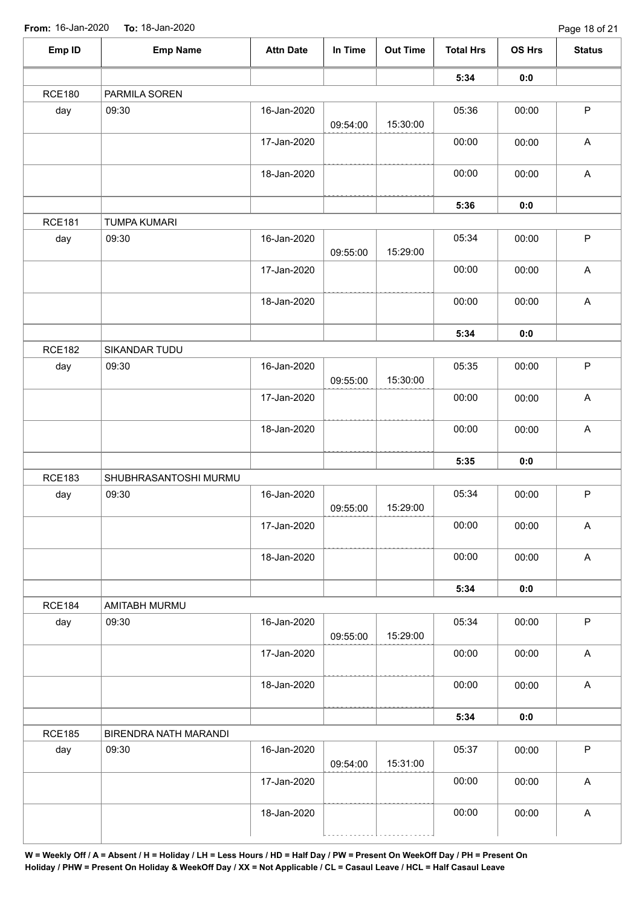**From:** 16-Jan-2020 **To:** 18-Jan-2020

| Emp ID | Emp Name | Attn Date | In Time | Out Time | Total Hrs | OS Hrs | Status |
|---|---|---|---|---|---|---|---|
| | | | | | **5:34** | **0:0** | |
| RCE180 | PARMILA SOREN | | | | | | |
| day | 09:30 | 16-Jan-2020 | 09:54:00 | 15:30:00 | 05:36 | 00:00 | P |
| | | 17-Jan-2020 | | | 00:00 | 00:00 | A |
| | | 18-Jan-2020 | | | 00:00 | 00:00 | A |
| | | | | | **5:36** | **0:0** | |
| RCE181 | TUMPA KUMARI | | | | | | |
| day | 09:30 | 16-Jan-2020 | 09:55:00 | 15:29:00 | 05:34 | 00:00 | P |
| | | 17-Jan-2020 | | | 00:00 | 00:00 | A |
| | | 18-Jan-2020 | | | 00:00 | 00:00 | A |
| | | | | | **5:34** | **0:0** | |
| RCE182 | SIKANDAR TUDU | | | | | | |
| day | 09:30 | 16-Jan-2020 | 09:55:00 | 15:30:00 | 05:35 | 00:00 | P |
| | | 17-Jan-2020 | | | 00:00 | 00:00 | A |
| | | 18-Jan-2020 | | | 00:00 | 00:00 | A |
| | | | | | **5:35** | **0:0** | |
| RCE183 | SHUBHRASANTOSHI MURMU | | | | | | |
| day | 09:30 | 16-Jan-2020 | 09:55:00 | 15:29:00 | 05:34 | 00:00 | P |
| | | 17-Jan-2020 | | | 00:00 | 00:00 | A |
| | | 18-Jan-2020 | | | 00:00 | 00:00 | A |
| | | | | | **5:34** | **0:0** | |
| RCE184 | AMITABH MURMU | | | | | | |
| day | 09:30 | 16-Jan-2020 | 09:55:00 | 15:29:00 | 05:34 | 00:00 | P |
| | | 17-Jan-2020 | | | 00:00 | 00:00 | A |
| | | 18-Jan-2020 | | | 00:00 | 00:00 | A |
| | | | | | **5:34** | **0:0** | |
| RCE185 | BIRENDRA NATH MARANDI | | | | | | |
| day | 09:30 | 16-Jan-2020 | 09:54:00 | 15:31:00 | 05:37 | 00:00 | P |
| | | 17-Jan-2020 | | | 00:00 | 00:00 | A |
| | | 18-Jan-2020 | | | 00:00 | 00:00 | A |

**W = Weekly Off / A = Absent / H = Holiday / LH = Less Hours / HD = Half Day / PW = Present On WeekOff Day / PH = Present On Holiday / PHW = Present On Holiday & WeekOff Day / XX = Not Applicable / CL = Casaul Leave / HCL = Half Casaul Leave**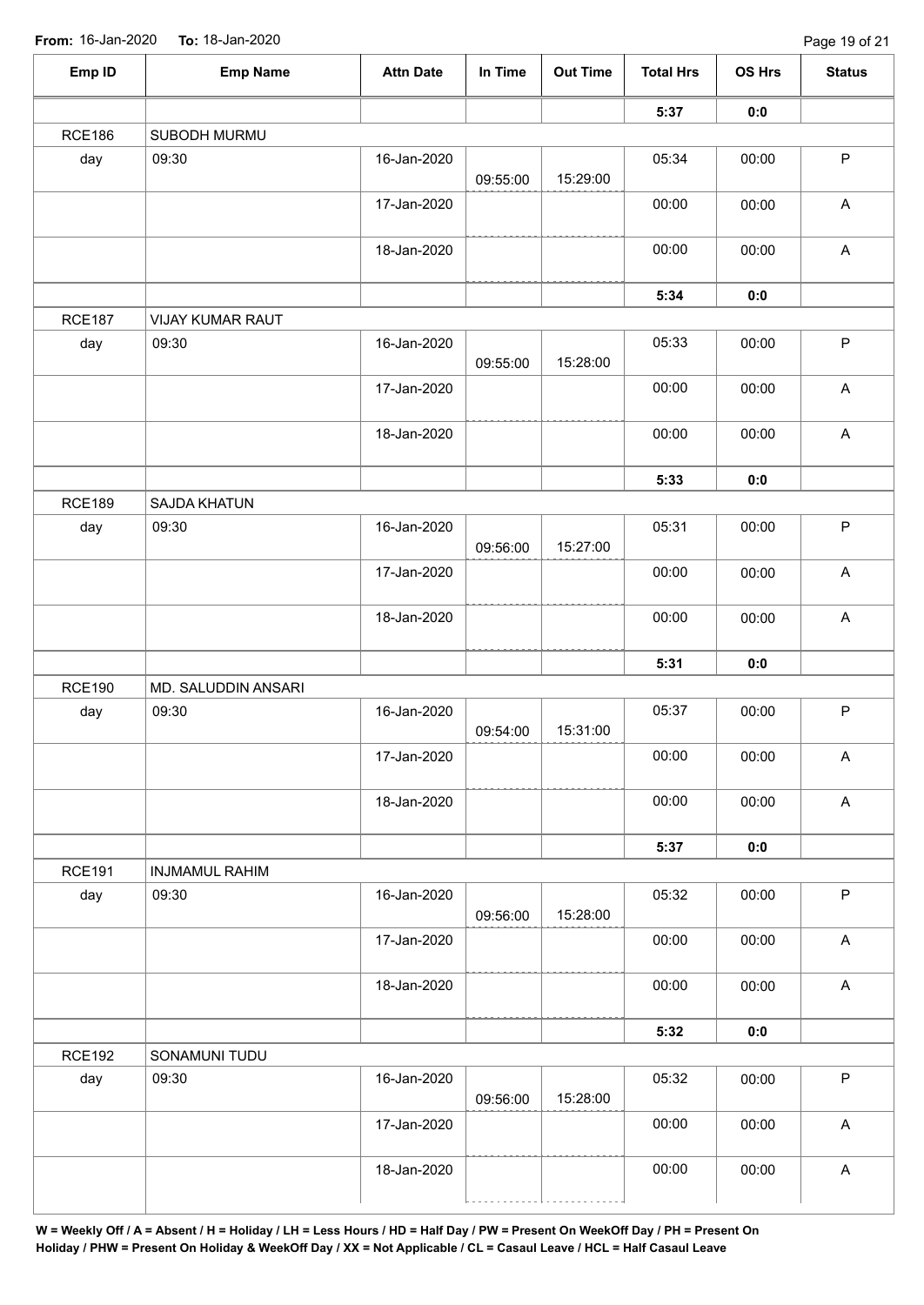**From:** 16-Jan-2020 **To:** 18-Jan-2020

| Emp ID | Emp Name | Attn Date | In Time | Out Time | Total Hrs | OS Hrs | Status |
|---|---|---|---|---|---|---|---|
| | | | | | **5:37** | **0:0** | |
| RCE186 | SUBODH MURMU | | | | | | |
| day | 09:30 | 16-Jan-2020 | 09:55:00 | 15:29:00 | 05:34 | 00:00 | P |
| | | 17-Jan-2020 | | | 00:00 | 00:00 | A |
| | | 18-Jan-2020 | | | 00:00 | 00:00 | A |
| | | | | | **5:34** | **0:0** | |
| RCE187 | VIJAY KUMAR RAUT | | | | | | |
| day | 09:30 | 16-Jan-2020 | 09:55:00 | 15:28:00 | 05:33 | 00:00 | P |
| | | 17-Jan-2020 | | | 00:00 | 00:00 | A |
| | | 18-Jan-2020 | | | 00:00 | 00:00 | A |
| | | | | | **5:33** | **0:0** | |
| RCE189 | SAJDA KHATUN | | | | | | |
| day | 09:30 | 16-Jan-2020 | 09:56:00 | 15:27:00 | 05:31 | 00:00 | P |
| | | 17-Jan-2020 | | | 00:00 | 00:00 | A |
| | | 18-Jan-2020 | | | 00:00 | 00:00 | A |
| | | | | | **5:31** | **0:0** | |
| RCE190 | MD. SALUDDIN ANSARI | | | | | | |
| day | 09:30 | 16-Jan-2020 | 09:54:00 | 15:31:00 | 05:37 | 00:00 | P |
| | | 17-Jan-2020 | | | 00:00 | 00:00 | A |
| | | 18-Jan-2020 | | | 00:00 | 00:00 | A |
| | | | | | **5:37** | **0:0** | |
| RCE191 | INJMAMUL RAHIM | | | | | | |
| day | 09:30 | 16-Jan-2020 | 09:56:00 | 15:28:00 | 05:32 | 00:00 | P |
| | | 17-Jan-2020 | | | 00:00 | 00:00 | A |
| | | 18-Jan-2020 | | | 00:00 | 00:00 | A |
| | | | | | **5:32** | **0:0** | |
| RCE192 | SONAMUNI TUDU | | | | | | |
| day | 09:30 | 16-Jan-2020 | 09:56:00 | 15:28:00 | 05:32 | 00:00 | P |
| | | 17-Jan-2020 | | | 00:00 | 00:00 | A |
| | | 18-Jan-2020 | | | 00:00 | 00:00 | A |

**W = Weekly Off / A = Absent / H = Holiday / LH = Less Hours / HD = Half Day / PW = Present On WeekOff Day / PH = Present On Holiday / PHW = Present On Holiday & WeekOff Day / XX = Not Applicable / CL = Casaul Leave / HCL = Half Casaul Leave**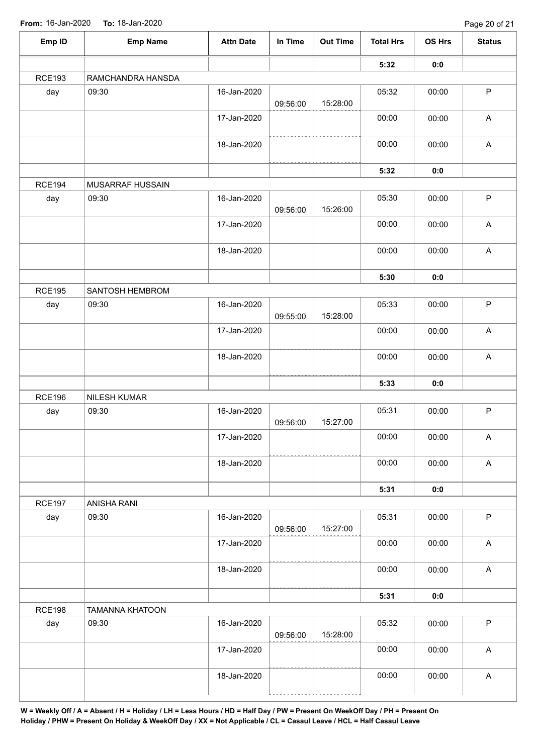**From:** 16-Jan-2020 **To:** 18-Jan-2020

| Emp ID | Emp Name | Attn Date | In Time | Out Time | Total Hrs | OS Hrs | Status |
|---|---|---|---|---|---|---|---|
| | | | | | **5:32** | **0:0** | |
| RCE193 | RAMCHANDRA HANSDA | | | | | | |
| day | 09:30 | 16-Jan-2020 | 09:56:00 | 15:28:00 | 05:32 | 00:00 | P |
| | | 17-Jan-2020 | | | 00:00 | 00:00 | A |
| | | 18-Jan-2020 | | | 00:00 | 00:00 | A |
| | | | | | **5:32** | **0:0** | |
| RCE194 | MUSARRAF HUSSAIN | | | | | | |
| day | 09:30 | 16-Jan-2020 | 09:56:00 | 15:26:00 | 05:30 | 00:00 | P |
| | | 17-Jan-2020 | | | 00:00 | 00:00 | A |
| | | 18-Jan-2020 | | | 00:00 | 00:00 | A |
| | | | | | **5:30** | **0:0** | |
| RCE195 | SANTOSH HEMBROM | | | | | | |
| day | 09:30 | 16-Jan-2020 | 09:55:00 | 15:28:00 | 05:33 | 00:00 | P |
| | | 17-Jan-2020 | | | 00:00 | 00:00 | A |
| | | 18-Jan-2020 | | | 00:00 | 00:00 | A |
| | | | | | **5:33** | **0:0** | |
| RCE196 | NILESH KUMAR | | | | | | |
| day | 09:30 | 16-Jan-2020 | 09:56:00 | 15:27:00 | 05:31 | 00:00 | P |
| | | 17-Jan-2020 | | | 00:00 | 00:00 | A |
| | | 18-Jan-2020 | | | 00:00 | 00:00 | A |
| | | | | | **5:31** | **0:0** | |
| RCE197 | ANISHA RANI | | | | | | |
| day | 09:30 | 16-Jan-2020 | 09:56:00 | 15:27:00 | 05:31 | 00:00 | P |
| | | 17-Jan-2020 | | | 00:00 | 00:00 | A |
| | | 18-Jan-2020 | | | 00:00 | 00:00 | A |
| | | | | | **5:31** | **0:0** | |
| RCE198 | TAMANNA KHATOON | | | | | | |
| day | 09:30 | 16-Jan-2020 | 09:56:00 | 15:28:00 | 05:32 | 00:00 | P |
| | | 17-Jan-2020 | | | 00:00 | 00:00 | A |
| | | 18-Jan-2020 | | | 00:00 | 00:00 | A |

**W = Weekly Off / A = Absent / H = Holiday / LH = Less Hours / HD = Half Day / PW = Present On WeekOff Day / PH = Present On Holiday / PHW = Present On Holiday & WeekOff Day / XX = Not Applicable / CL = Casaul Leave / HCL = Half Casaul Leave**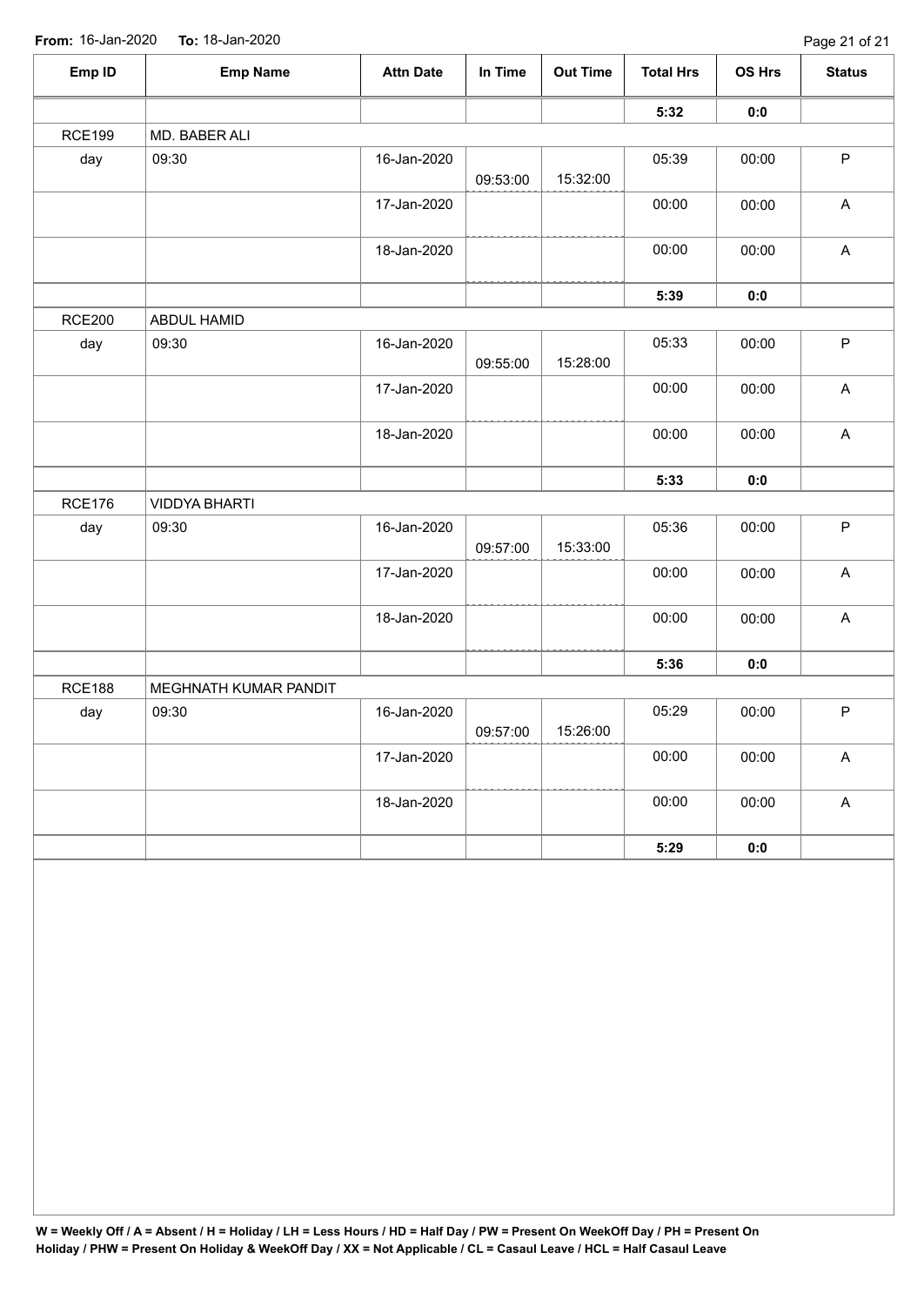From: 16-Jan-2020 To: 18-Jan-2020

| Emp ID | Emp Name | Attn Date | In Time | Out Time | Total Hrs | OS Hrs | Status |
|---|---|---|---|---|---|---|---|
| | | | | | **5:32** | **0:0** | |
| RCE199 | MD. BABER ALI | | | | | | |
| day | 09:30 | 16-Jan-2020 | 09:53:00 | 15:32:00 | 05:39 | 00:00 | P |
| | | 17-Jan-2020 | | | 00:00 | 00:00 | A |
| | | 18-Jan-2020 | | | 00:00 | 00:00 | A |
| | | | | | **5:39** | **0:0** | |
| RCE200 | ABDUL HAMID | | | | | | |
| day | 09:30 | 16-Jan-2020 | 09:55:00 | 15:28:00 | 05:33 | 00:00 | P |
| | | 17-Jan-2020 | | | 00:00 | 00:00 | A |
| | | 18-Jan-2020 | | | 00:00 | 00:00 | A |
| | | | | | **5:33** | **0:0** | |
| RCE176 | VIDDYA BHARTI | | | | | | |
| day | 09:30 | 16-Jan-2020 | 09:57:00 | 15:33:00 | 05:36 | 00:00 | P |
| | | 17-Jan-2020 | | | 00:00 | 00:00 | A |
| | | 18-Jan-2020 | | | 00:00 | 00:00 | A |
| | | | | | **5:36** | **0:0** | |
| RCE188 | MEGHNATH KUMAR PANDIT | | | | | | |
| day | 09:30 | 16-Jan-2020 | 09:57:00 | 15:26:00 | 05:29 | 00:00 | P |
| | | 17-Jan-2020 | | | 00:00 | 00:00 | A |
| | | 18-Jan-2020 | | | 00:00 | 00:00 | A |
| | | | | | **5:29** | **0:0** | |

**W = Weekly Off / A = Absent / H = Holiday / LH = Less Hours / HD = Half Day / PW = Present On WeekOff Day / PH = Present On Holiday / PHW = Present On Holiday & WeekOff Day / XX = Not Applicable / CL = Casaul Leave / HCL = Half Casaul Leave**